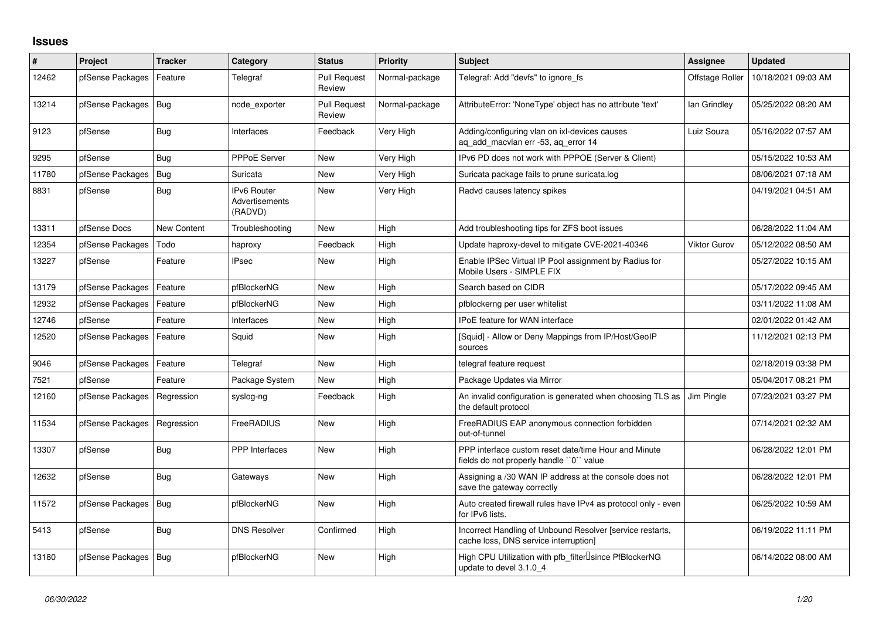## Issues

| # | Project | Tracker | Category | Status | Priority | Subject | Assignee | Updated |
|---|---|---|---|---|---|---|---|---|
| 12462 | pfSense Packages | Feature | Telegraf | Pull Request Review | Normal-package | Telegraf: Add "devfs" to ignore_fs | Offstage Roller | 10/18/2021 09:03 AM |
| 13214 | pfSense Packages | Bug | node_exporter | Pull Request Review | Normal-package | AttributeError: 'NoneType' object has no attribute 'text' | Ian Grindley | 05/25/2022 08:20 AM |
| 9123 | pfSense | Bug | Interfaces | Feedback | Very High | Adding/configuring vlan on ixl-devices causes aq_add_macvlan err -53, aq_error 14 | Luiz Souza | 05/16/2022 07:57 AM |
| 9295 | pfSense | Bug | PPPoE Server | New | Very High | IPv6 PD does not work with PPPOE (Server & Client) | | 05/15/2022 10:53 AM |
| 11780 | pfSense Packages | Bug | Suricata | New | Very High | Suricata package fails to prune suricata.log | | 08/06/2021 07:18 AM |
| 8831 | pfSense | Bug | IPv6 Router Advertisements (RADVD) | New | Very High | Radvd causes latency spikes | | 04/19/2021 04:51 AM |
| 13311 | pfSense Docs | New Content | Troubleshooting | New | High | Add troubleshooting tips for ZFS boot issues | | 06/28/2022 11:04 AM |
| 12354 | pfSense Packages | Todo | haproxy | Feedback | High | Update haproxy-devel to mitigate CVE-2021-40346 | Viktor Gurov | 05/12/2022 08:50 AM |
| 13227 | pfSense | Feature | IPsec | New | High | Enable IPSec Virtual IP Pool assignment by Radius for Mobile Users - SIMPLE FIX | | 05/27/2022 10:15 AM |
| 13179 | pfSense Packages | Feature | pfBlockerNG | New | High | Search based on CIDR | | 05/17/2022 09:45 AM |
| 12932 | pfSense Packages | Feature | pfBlockerNG | New | High | pfblockerng per user whitelist | | 03/11/2022 11:08 AM |
| 12746 | pfSense | Feature | Interfaces | New | High | IPoE feature for WAN interface | | 02/01/2022 01:42 AM |
| 12520 | pfSense Packages | Feature | Squid | New | High | [Squid] - Allow or Deny Mappings from IP/Host/GeoIP sources | | 11/12/2021 02:13 PM |
| 9046 | pfSense Packages | Feature | Telegraf | New | High | telegraf feature request | | 02/18/2019 03:38 PM |
| 7521 | pfSense | Feature | Package System | New | High | Package Updates via Mirror | | 05/04/2017 08:21 PM |
| 12160 | pfSense Packages | Regression | syslog-ng | Feedback | High | An invalid configuration is generated when choosing TLS as the default protocol | Jim Pingle | 07/23/2021 03:27 PM |
| 11534 | pfSense Packages | Regression | FreeRADIUS | New | High | FreeRADIUS EAP anonymous connection forbidden out-of-tunnel | | 07/14/2021 02:32 AM |
| 13307 | pfSense | Bug | PPP Interfaces | New | High | PPP interface custom reset date/time Hour and Minute fields do not properly handle ``0`` value | | 06/28/2022 12:01 PM |
| 12632 | pfSense | Bug | Gateways | New | High | Assigning a /30 WAN IP address at the console does not save the gateway correctly | | 06/28/2022 12:01 PM |
| 11572 | pfSense Packages | Bug | pfBlockerNG | New | High | Auto created firewall rules have IPv4 as protocol only - even for IPv6 lists. | | 06/25/2022 10:59 AM |
| 5413 | pfSense | Bug | DNS Resolver | Confirmed | High | Incorrect Handling of Unbound Resolver [service restarts, cache loss, DNS service interruption] | | 06/19/2022 11:11 PM |
| 13180 | pfSense Packages | Bug | pfBlockerNG | New | High | High CPU Utilization with pfb_filter since PfBlockerNG update to devel 3.1.0_4 | | 06/14/2022 08:00 AM |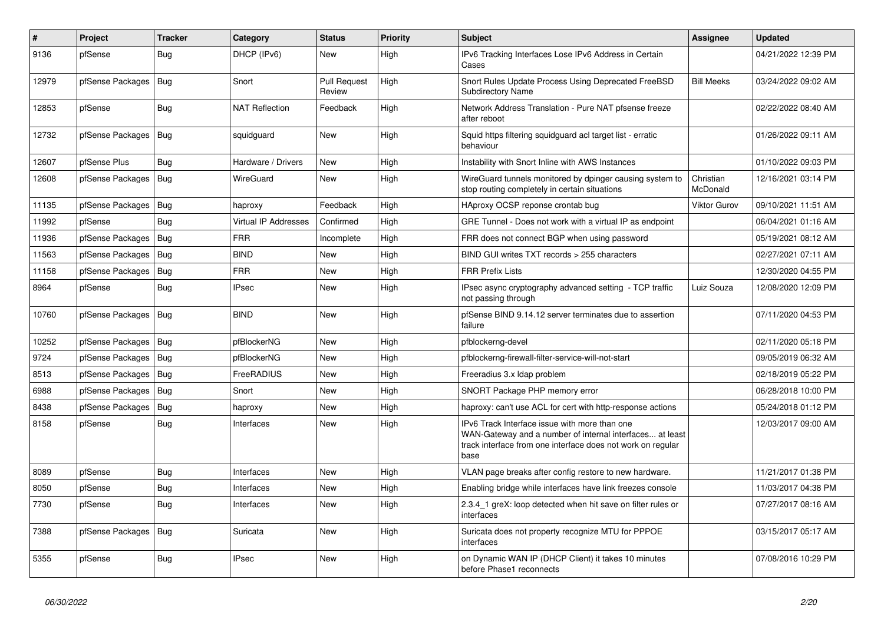| # | Project | Tracker | Category | Status | Priority | Subject | Assignee | Updated |
|---|---|---|---|---|---|---|---|---|
| 9136 | pfSense | Bug | DHCP (IPv6) | New | High | IPv6 Tracking Interfaces Lose IPv6 Address in Certain Cases | | 04/21/2022 12:39 PM |
| 12979 | pfSense Packages | Bug | Snort | Pull Request Review | High | Snort Rules Update Process Using Deprecated FreeBSD Subdirectory Name | Bill Meeks | 03/24/2022 09:02 AM |
| 12853 | pfSense | Bug | NAT Reflection | Feedback | High | Network Address Translation - Pure NAT pfsense freeze after reboot | | 02/22/2022 08:40 AM |
| 12732 | pfSense Packages | Bug | squidguard | New | High | Squid https filtering squidguard acl target list - erratic behaviour | | 01/26/2022 09:11 AM |
| 12607 | pfSense Plus | Bug | Hardware / Drivers | New | High | Instability with Snort Inline with AWS Instances | | 01/10/2022 09:03 PM |
| 12608 | pfSense Packages | Bug | WireGuard | New | High | WireGuard tunnels monitored by dpinger causing system to stop routing completely in certain situations | Christian McDonald | 12/16/2021 03:14 PM |
| 11135 | pfSense Packages | Bug | haproxy | Feedback | High | HAproxy OCSP reponse crontab bug | Viktor Gurov | 09/10/2021 11:51 AM |
| 11992 | pfSense | Bug | Virtual IP Addresses | Confirmed | High | GRE Tunnel - Does not work with a virtual IP as endpoint | | 06/04/2021 01:16 AM |
| 11936 | pfSense Packages | Bug | FRR | Incomplete | High | FRR does not connect BGP when using password | | 05/19/2021 08:12 AM |
| 11563 | pfSense Packages | Bug | BIND | New | High | BIND GUI writes TXT records > 255 characters | | 02/27/2021 07:11 AM |
| 11158 | pfSense Packages | Bug | FRR | New | High | FRR Prefix Lists | | 12/30/2020 04:55 PM |
| 8964 | pfSense | Bug | IPsec | New | High | IPsec async cryptography advanced setting - TCP traffic not passing through | Luiz Souza | 12/08/2020 12:09 PM |
| 10760 | pfSense Packages | Bug | BIND | New | High | pfSense BIND 9.14.12 server terminates due to assertion failure | | 07/11/2020 04:53 PM |
| 10252 | pfSense Packages | Bug | pfBlockerNG | New | High | pfblockerng-devel | | 02/11/2020 05:18 PM |
| 9724 | pfSense Packages | Bug | pfBlockerNG | New | High | pfblockerng-firewall-filter-service-will-not-start | | 09/05/2019 06:32 AM |
| 8513 | pfSense Packages | Bug | FreeRADIUS | New | High | Freeradius 3.x Idap problem | | 02/18/2019 05:22 PM |
| 6988 | pfSense Packages | Bug | Snort | New | High | SNORT Package PHP memory error | | 06/28/2018 10:00 PM |
| 8438 | pfSense Packages | Bug | haproxy | New | High | haproxy: can't use ACL for cert with http-response actions | | 05/24/2018 01:12 PM |
| 8158 | pfSense | Bug | Interfaces | New | High | IPv6 Track Interface issue with more than one WAN-Gateway and a number of internal interfaces... at least track interface from one interface does not work on regular base | | 12/03/2017 09:00 AM |
| 8089 | pfSense | Bug | Interfaces | New | High | VLAN page breaks after config restore to new hardware. | | 11/21/2017 01:38 PM |
| 8050 | pfSense | Bug | Interfaces | New | High | Enabling bridge while interfaces have link freezes console | | 11/03/2017 04:38 PM |
| 7730 | pfSense | Bug | Interfaces | New | High | 2.3.4_1 greX: loop detected when hit save on filter rules or interfaces | | 07/27/2017 08:16 AM |
| 7388 | pfSense Packages | Bug | Suricata | New | High | Suricata does not property recognize MTU for PPPOE interfaces | | 03/15/2017 05:17 AM |
| 5355 | pfSense | Bug | IPsec | New | High | on Dynamic WAN IP (DHCP Client) it takes 10 minutes before Phase1 reconnects | | 07/08/2016 10:29 PM |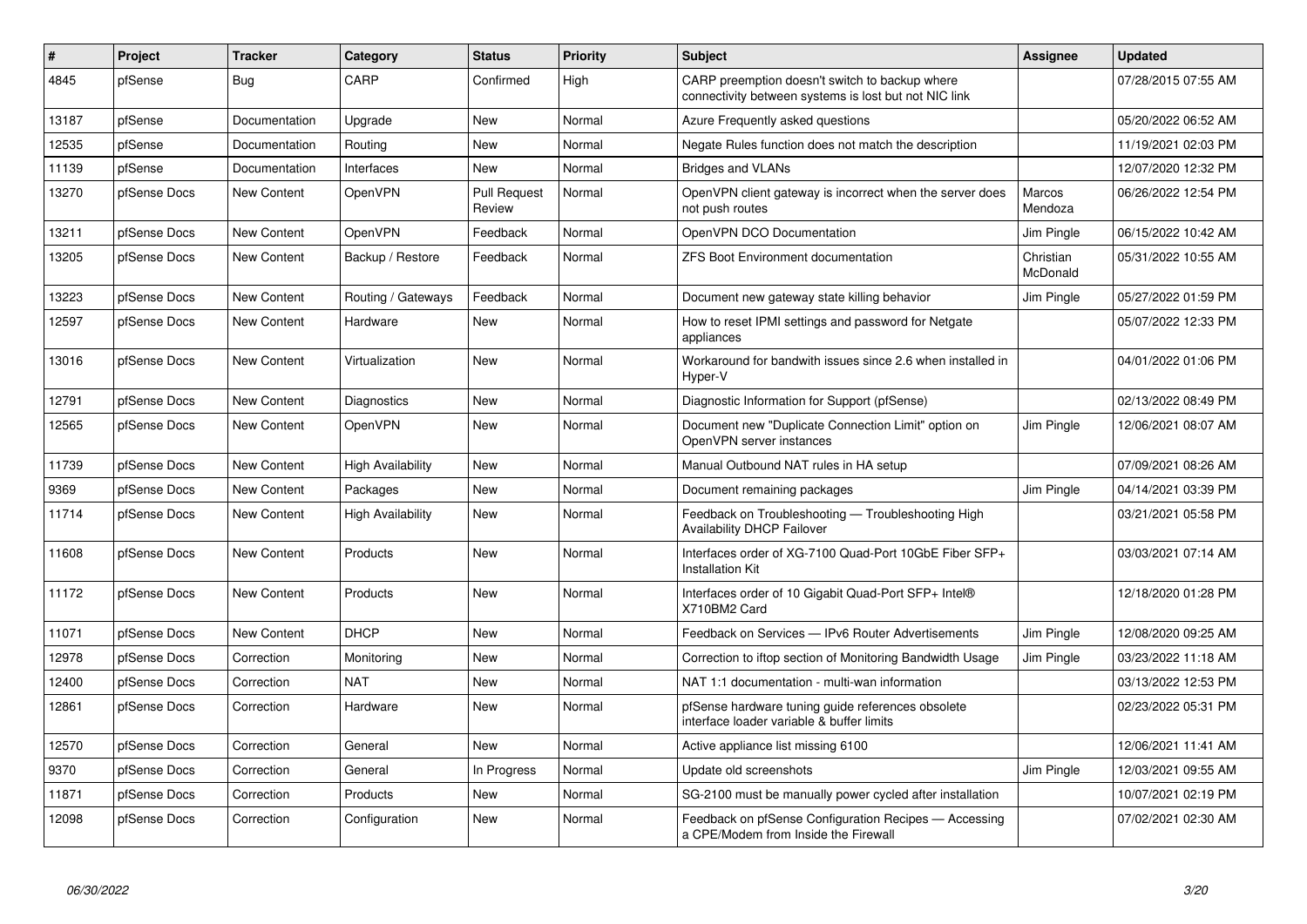| # | Project | Tracker | Category | Status | Priority | Subject | Assignee | Updated |
|---|---|---|---|---|---|---|---|---|
| 4845 | pfSense | Bug | CARP | Confirmed | High | CARP preemption doesn't switch to backup where connectivity between systems is lost but not NIC link | | 07/28/2015 07:55 AM |
| 13187 | pfSense | Documentation | Upgrade | New | Normal | Azure Frequently asked questions | | 05/20/2022 06:52 AM |
| 12535 | pfSense | Documentation | Routing | New | Normal | Negate Rules function does not match the description | | 11/19/2021 02:03 PM |
| 11139 | pfSense | Documentation | Interfaces | New | Normal | Bridges and VLANs | | 12/07/2020 12:32 PM |
| 13270 | pfSense Docs | New Content | OpenVPN | Pull Request Review | Normal | OpenVPN client gateway is incorrect when the server does not push routes | Marcos Mendoza | 06/26/2022 12:54 PM |
| 13211 | pfSense Docs | New Content | OpenVPN | Feedback | Normal | OpenVPN DCO Documentation | Jim Pingle | 06/15/2022 10:42 AM |
| 13205 | pfSense Docs | New Content | Backup / Restore | Feedback | Normal | ZFS Boot Environment documentation | Christian McDonald | 05/31/2022 10:55 AM |
| 13223 | pfSense Docs | New Content | Routing / Gateways | Feedback | Normal | Document new gateway state killing behavior | Jim Pingle | 05/27/2022 01:59 PM |
| 12597 | pfSense Docs | New Content | Hardware | New | Normal | How to reset IPMI settings and password for Netgate appliances | | 05/07/2022 12:33 PM |
| 13016 | pfSense Docs | New Content | Virtualization | New | Normal | Workaround for bandwith issues since 2.6 when installed in Hyper-V | | 04/01/2022 01:06 PM |
| 12791 | pfSense Docs | New Content | Diagnostics | New | Normal | Diagnostic Information for Support (pfSense) | | 02/13/2022 08:49 PM |
| 12565 | pfSense Docs | New Content | OpenVPN | New | Normal | Document new "Duplicate Connection Limit" option on OpenVPN server instances | Jim Pingle | 12/06/2021 08:07 AM |
| 11739 | pfSense Docs | New Content | High Availability | New | Normal | Manual Outbound NAT rules in HA setup | | 07/09/2021 08:26 AM |
| 9369 | pfSense Docs | New Content | Packages | New | Normal | Document remaining packages | Jim Pingle | 04/14/2021 03:39 PM |
| 11714 | pfSense Docs | New Content | High Availability | New | Normal | Feedback on Troubleshooting — Troubleshooting High Availability DHCP Failover | | 03/21/2021 05:58 PM |
| 11608 | pfSense Docs | New Content | Products | New | Normal | Interfaces order of XG-7100 Quad-Port 10GbE Fiber SFP+ Installation Kit | | 03/03/2021 07:14 AM |
| 11172 | pfSense Docs | New Content | Products | New | Normal | Interfaces order of 10 Gigabit Quad-Port SFP+ Intel® X710BM2 Card | | 12/18/2020 01:28 PM |
| 11071 | pfSense Docs | New Content | DHCP | New | Normal | Feedback on Services — IPv6 Router Advertisements | Jim Pingle | 12/08/2020 09:25 AM |
| 12978 | pfSense Docs | Correction | Monitoring | New | Normal | Correction to iftop section of Monitoring Bandwidth Usage | Jim Pingle | 03/23/2022 11:18 AM |
| 12400 | pfSense Docs | Correction | NAT | New | Normal | NAT 1:1 documentation - multi-wan information | | 03/13/2022 12:53 PM |
| 12861 | pfSense Docs | Correction | Hardware | New | Normal | pfSense hardware tuning guide references obsolete interface loader variable & buffer limits | | 02/23/2022 05:31 PM |
| 12570 | pfSense Docs | Correction | General | New | Normal | Active appliance list missing 6100 | | 12/06/2021 11:41 AM |
| 9370 | pfSense Docs | Correction | General | In Progress | Normal | Update old screenshots | Jim Pingle | 12/03/2021 09:55 AM |
| 11871 | pfSense Docs | Correction | Products | New | Normal | SG-2100 must be manually power cycled after installation | | 10/07/2021 02:19 PM |
| 12098 | pfSense Docs | Correction | Configuration | New | Normal | Feedback on pfSense Configuration Recipes — Accessing a CPE/Modem from Inside the Firewall | | 07/02/2021 02:30 AM |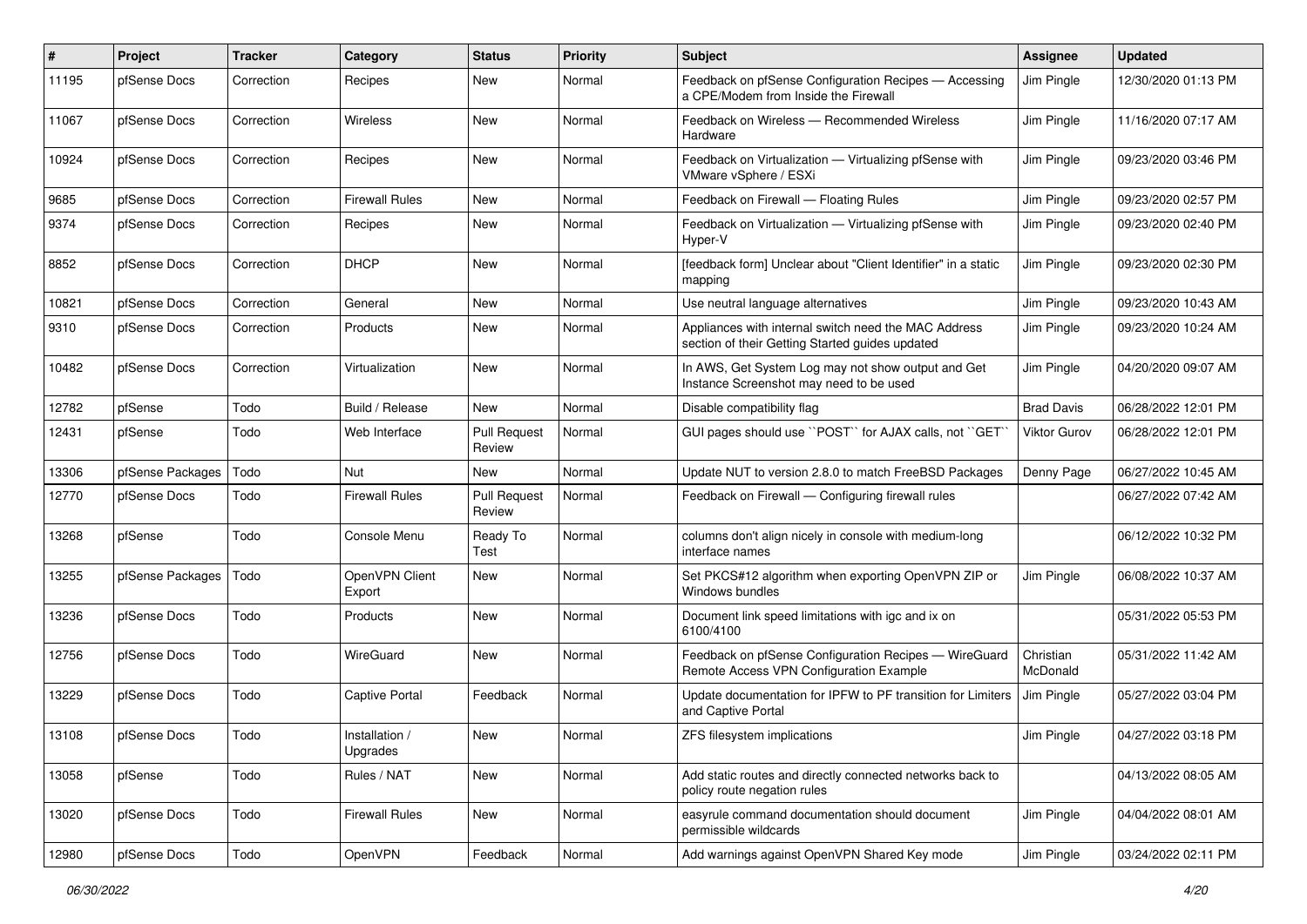| # | Project | Tracker | Category | Status | Priority | Subject | Assignee | Updated |
|---|---|---|---|---|---|---|---|---|
| 11195 | pfSense Docs | Correction | Recipes | New | Normal | Feedback on pfSense Configuration Recipes — Accessing a CPE/Modem from Inside the Firewall | Jim Pingle | 12/30/2020 01:13 PM |
| 11067 | pfSense Docs | Correction | Wireless | New | Normal | Feedback on Wireless — Recommended Wireless Hardware | Jim Pingle | 11/16/2020 07:17 AM |
| 10924 | pfSense Docs | Correction | Recipes | New | Normal | Feedback on Virtualization — Virtualizing pfSense with VMware vSphere / ESXi | Jim Pingle | 09/23/2020 03:46 PM |
| 9685 | pfSense Docs | Correction | Firewall Rules | New | Normal | Feedback on Firewall — Floating Rules | Jim Pingle | 09/23/2020 02:57 PM |
| 9374 | pfSense Docs | Correction | Recipes | New | Normal | Feedback on Virtualization — Virtualizing pfSense with Hyper-V | Jim Pingle | 09/23/2020 02:40 PM |
| 8852 | pfSense Docs | Correction | DHCP | New | Normal | [feedback form] Unclear about "Client Identifier" in a static mapping | Jim Pingle | 09/23/2020 02:30 PM |
| 10821 | pfSense Docs | Correction | General | New | Normal | Use neutral language alternatives | Jim Pingle | 09/23/2020 10:43 AM |
| 9310 | pfSense Docs | Correction | Products | New | Normal | Appliances with internal switch need the MAC Address section of their Getting Started guides updated | Jim Pingle | 09/23/2020 10:24 AM |
| 10482 | pfSense Docs | Correction | Virtualization | New | Normal | In AWS, Get System Log may not show output and Get Instance Screenshot may need to be used | Jim Pingle | 04/20/2020 09:07 AM |
| 12782 | pfSense | Todo | Build / Release | New | Normal | Disable compatibility flag | Brad Davis | 06/28/2022 12:01 PM |
| 12431 | pfSense | Todo | Web Interface | Pull Request Review | Normal | GUI pages should use ``POST`` for AJAX calls, not ``GET`` | Viktor Gurov | 06/28/2022 12:01 PM |
| 13306 | pfSense Packages | Todo | Nut | New | Normal | Update NUT to version 2.8.0 to match FreeBSD Packages | Denny Page | 06/27/2022 10:45 AM |
| 12770 | pfSense Docs | Todo | Firewall Rules | Pull Request Review | Normal | Feedback on Firewall — Configuring firewall rules | | 06/27/2022 07:42 AM |
| 13268 | pfSense | Todo | Console Menu | Ready To Test | Normal | columns don't align nicely in console with medium-long interface names | | 06/12/2022 10:32 PM |
| 13255 | pfSense Packages | Todo | OpenVPN Client Export | New | Normal | Set PKCS#12 algorithm when exporting OpenVPN ZIP or Windows bundles | Jim Pingle | 06/08/2022 10:37 AM |
| 13236 | pfSense Docs | Todo | Products | New | Normal | Document link speed limitations with igc and ix on 6100/4100 | | 05/31/2022 05:53 PM |
| 12756 | pfSense Docs | Todo | WireGuard | New | Normal | Feedback on pfSense Configuration Recipes — WireGuard Remote Access VPN Configuration Example | Christian McDonald | 05/31/2022 11:42 AM |
| 13229 | pfSense Docs | Todo | Captive Portal | Feedback | Normal | Update documentation for IPFW to PF transition for Limiters and Captive Portal | Jim Pingle | 05/27/2022 03:04 PM |
| 13108 | pfSense Docs | Todo | Installation / Upgrades | New | Normal | ZFS filesystem implications | Jim Pingle | 04/27/2022 03:18 PM |
| 13058 | pfSense | Todo | Rules / NAT | New | Normal | Add static routes and directly connected networks back to policy route negation rules | | 04/13/2022 08:05 AM |
| 13020 | pfSense Docs | Todo | Firewall Rules | New | Normal | easyrule command documentation should document permissible wildcards | Jim Pingle | 04/04/2022 08:01 AM |
| 12980 | pfSense Docs | Todo | OpenVPN | Feedback | Normal | Add warnings against OpenVPN Shared Key mode | Jim Pingle | 03/24/2022 02:11 PM |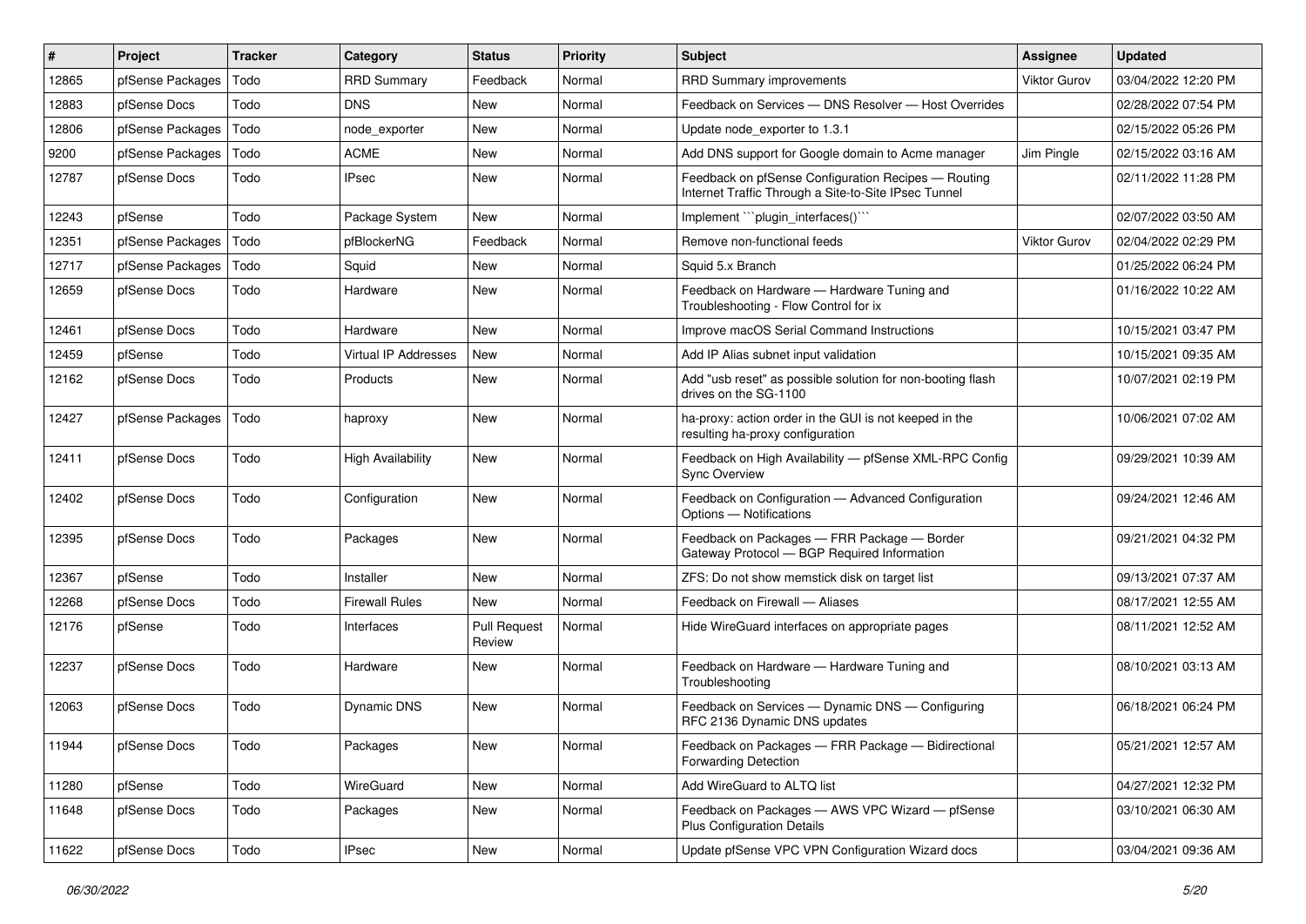| # | Project | Tracker | Category | Status | Priority | Subject | Assignee | Updated |
|---|---|---|---|---|---|---|---|---|
| 12865 | pfSense Packages | Todo | RRD Summary | Feedback | Normal | RRD Summary improvements | Viktor Gurov | 03/04/2022 12:20 PM |
| 12883 | pfSense Docs | Todo | DNS | New | Normal | Feedback on Services — DNS Resolver — Host Overrides | | 02/28/2022 07:54 PM |
| 12806 | pfSense Packages | Todo | node_exporter | New | Normal | Update node_exporter to 1.3.1 | | 02/15/2022 05:26 PM |
| 9200 | pfSense Packages | Todo | ACME | New | Normal | Add DNS support for Google domain to Acme manager | Jim Pingle | 02/15/2022 03:16 AM |
| 12787 | pfSense Docs | Todo | IPsec | New | Normal | Feedback on pfSense Configuration Recipes — Routing Internet Traffic Through a Site-to-Site IPsec Tunnel | | 02/11/2022 11:28 PM |
| 12243 | pfSense | Todo | Package System | New | Normal | Implement ```plugin_interfaces()``` | | 02/07/2022 03:50 AM |
| 12351 | pfSense Packages | Todo | pfBlockerNG | Feedback | Normal | Remove non-functional feeds | Viktor Gurov | 02/04/2022 02:29 PM |
| 12717 | pfSense Packages | Todo | Squid | New | Normal | Squid 5.x Branch | | 01/25/2022 06:24 PM |
| 12659 | pfSense Docs | Todo | Hardware | New | Normal | Feedback on Hardware — Hardware Tuning and Troubleshooting - Flow Control for ix | | 01/16/2022 10:22 AM |
| 12461 | pfSense Docs | Todo | Hardware | New | Normal | Improve macOS Serial Command Instructions | | 10/15/2021 03:47 PM |
| 12459 | pfSense | Todo | Virtual IP Addresses | New | Normal | Add IP Alias subnet input validation | | 10/15/2021 09:35 AM |
| 12162 | pfSense Docs | Todo | Products | New | Normal | Add "usb reset" as possible solution for non-booting flash drives on the SG-1100 | | 10/07/2021 02:19 PM |
| 12427 | pfSense Packages | Todo | haproxy | New | Normal | ha-proxy: action order in the GUI is not keeped in the resulting ha-proxy configuration | | 10/06/2021 07:02 AM |
| 12411 | pfSense Docs | Todo | High Availability | New | Normal | Feedback on High Availability — pfSense XML-RPC Config Sync Overview | | 09/29/2021 10:39 AM |
| 12402 | pfSense Docs | Todo | Configuration | New | Normal | Feedback on Configuration — Advanced Configuration Options — Notifications | | 09/24/2021 12:46 AM |
| 12395 | pfSense Docs | Todo | Packages | New | Normal | Feedback on Packages — FRR Package — Border Gateway Protocol — BGP Required Information | | 09/21/2021 04:32 PM |
| 12367 | pfSense | Todo | Installer | New | Normal | ZFS: Do not show memstick disk on target list | | 09/13/2021 07:37 AM |
| 12268 | pfSense Docs | Todo | Firewall Rules | New | Normal | Feedback on Firewall — Aliases | | 08/17/2021 12:55 AM |
| 12176 | pfSense | Todo | Interfaces | Pull Request Review | Normal | Hide WireGuard interfaces on appropriate pages | | 08/11/2021 12:52 AM |
| 12237 | pfSense Docs | Todo | Hardware | New | Normal | Feedback on Hardware — Hardware Tuning and Troubleshooting | | 08/10/2021 03:13 AM |
| 12063 | pfSense Docs | Todo | Dynamic DNS | New | Normal | Feedback on Services — Dynamic DNS — Configuring RFC 2136 Dynamic DNS updates | | 06/18/2021 06:24 PM |
| 11944 | pfSense Docs | Todo | Packages | New | Normal | Feedback on Packages — FRR Package — Bidirectional Forwarding Detection | | 05/21/2021 12:57 AM |
| 11280 | pfSense | Todo | WireGuard | New | Normal | Add WireGuard to ALTQ list | | 04/27/2021 12:32 PM |
| 11648 | pfSense Docs | Todo | Packages | New | Normal | Feedback on Packages — AWS VPC Wizard — pfSense Plus Configuration Details | | 03/10/2021 06:30 AM |
| 11622 | pfSense Docs | Todo | IPsec | New | Normal | Update pfSense VPC VPN Configuration Wizard docs | | 03/04/2021 09:36 AM |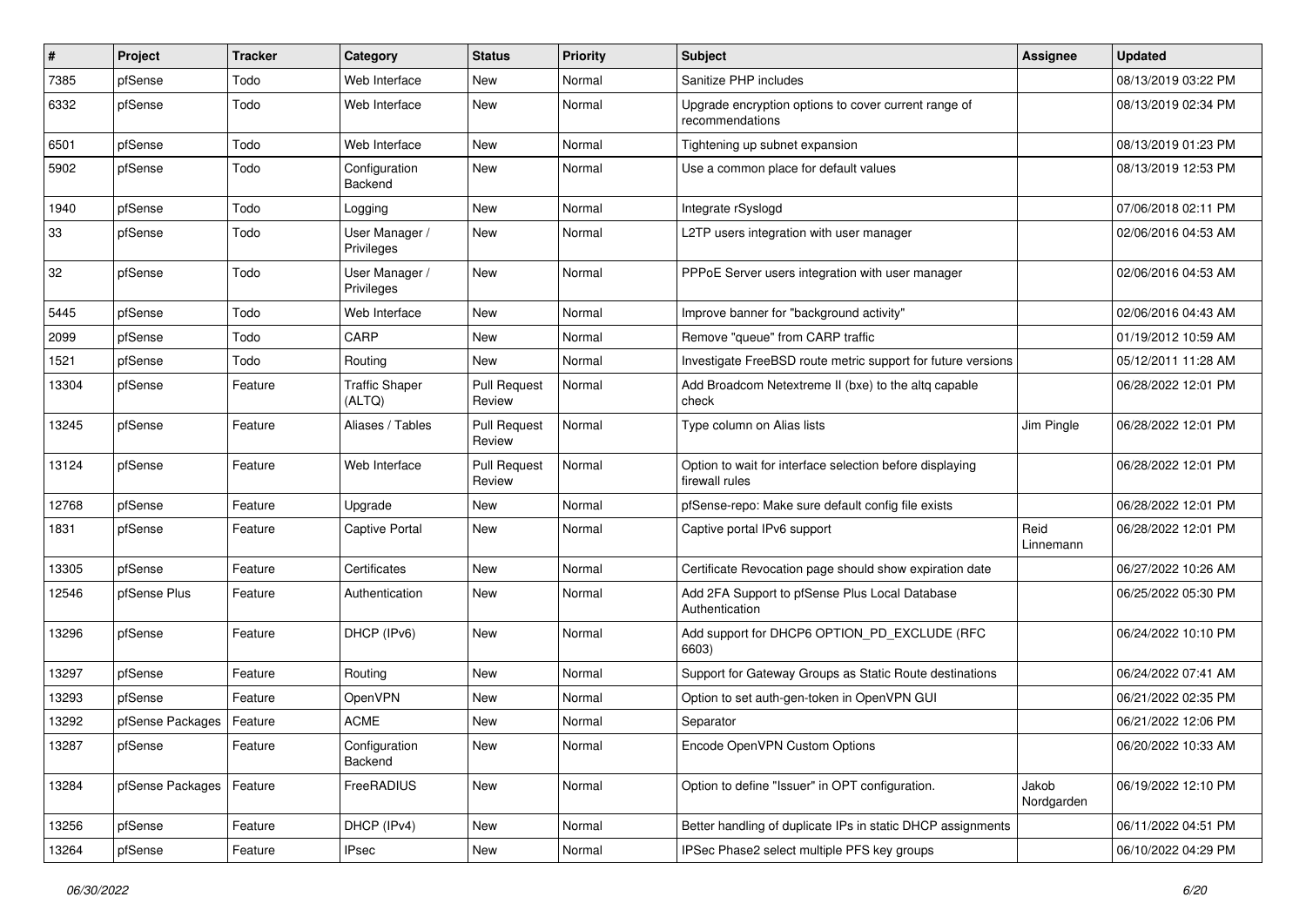| # | Project | Tracker | Category | Status | Priority | Subject | Assignee | Updated |
|---|---|---|---|---|---|---|---|---|
| 7385 | pfSense | Todo | Web Interface | New | Normal | Sanitize PHP includes | | 08/13/2019 03:22 PM |
| 6332 | pfSense | Todo | Web Interface | New | Normal | Upgrade encryption options to cover current range of recommendations | | 08/13/2019 02:34 PM |
| 6501 | pfSense | Todo | Web Interface | New | Normal | Tightening up subnet expansion | | 08/13/2019 01:23 PM |
| 5902 | pfSense | Todo | Configuration Backend | New | Normal | Use a common place for default values | | 08/13/2019 12:53 PM |
| 1940 | pfSense | Todo | Logging | New | Normal | Integrate rSyslogd | | 07/06/2018 02:11 PM |
| 33 | pfSense | Todo | User Manager / Privileges | New | Normal | L2TP users integration with user manager | | 02/06/2016 04:53 AM |
| 32 | pfSense | Todo | User Manager / Privileges | New | Normal | PPPoE Server users integration with user manager | | 02/06/2016 04:53 AM |
| 5445 | pfSense | Todo | Web Interface | New | Normal | Improve banner for "background activity" | | 02/06/2016 04:43 AM |
| 2099 | pfSense | Todo | CARP | New | Normal | Remove "queue" from CARP traffic | | 01/19/2012 10:59 AM |
| 1521 | pfSense | Todo | Routing | New | Normal | Investigate FreeBSD route metric support for future versions | | 05/12/2011 11:28 AM |
| 13304 | pfSense | Feature | Traffic Shaper (ALTQ) | Pull Request Review | Normal | Add Broadcom Netextreme II (bxe) to the altq capable check | | 06/28/2022 12:01 PM |
| 13245 | pfSense | Feature | Aliases / Tables | Pull Request Review | Normal | Type column on Alias lists | Jim Pingle | 06/28/2022 12:01 PM |
| 13124 | pfSense | Feature | Web Interface | Pull Request Review | Normal | Option to wait for interface selection before displaying firewall rules | | 06/28/2022 12:01 PM |
| 12768 | pfSense | Feature | Upgrade | New | Normal | pfSense-repo: Make sure default config file exists | | 06/28/2022 12:01 PM |
| 1831 | pfSense | Feature | Captive Portal | New | Normal | Captive portal IPv6 support | Reid Linnemann | 06/28/2022 12:01 PM |
| 13305 | pfSense | Feature | Certificates | New | Normal | Certificate Revocation page should show expiration date | | 06/27/2022 10:26 AM |
| 12546 | pfSense Plus | Feature | Authentication | New | Normal | Add 2FA Support to pfSense Plus Local Database Authentication | | 06/25/2022 05:30 PM |
| 13296 | pfSense | Feature | DHCP (IPv6) | New | Normal | Add support for DHCP6 OPTION_PD_EXCLUDE (RFC 6603) | | 06/24/2022 10:10 PM |
| 13297 | pfSense | Feature | Routing | New | Normal | Support for Gateway Groups as Static Route destinations | | 06/24/2022 07:41 AM |
| 13293 | pfSense | Feature | OpenVPN | New | Normal | Option to set auth-gen-token in OpenVPN GUI | | 06/21/2022 02:35 PM |
| 13292 | pfSense Packages | Feature | ACME | New | Normal | Separator | | 06/21/2022 12:06 PM |
| 13287 | pfSense | Feature | Configuration Backend | New | Normal | Encode OpenVPN Custom Options | | 06/20/2022 10:33 AM |
| 13284 | pfSense Packages | Feature | FreeRADIUS | New | Normal | Option to define "Issuer" in OPT configuration. | Jakob Nordgarden | 06/19/2022 12:10 PM |
| 13256 | pfSense | Feature | DHCP (IPv4) | New | Normal | Better handling of duplicate IPs in static DHCP assignments | | 06/11/2022 04:51 PM |
| 13264 | pfSense | Feature | IPsec | New | Normal | IPSec Phase2 select multiple PFS key groups | | 06/10/2022 04:29 PM |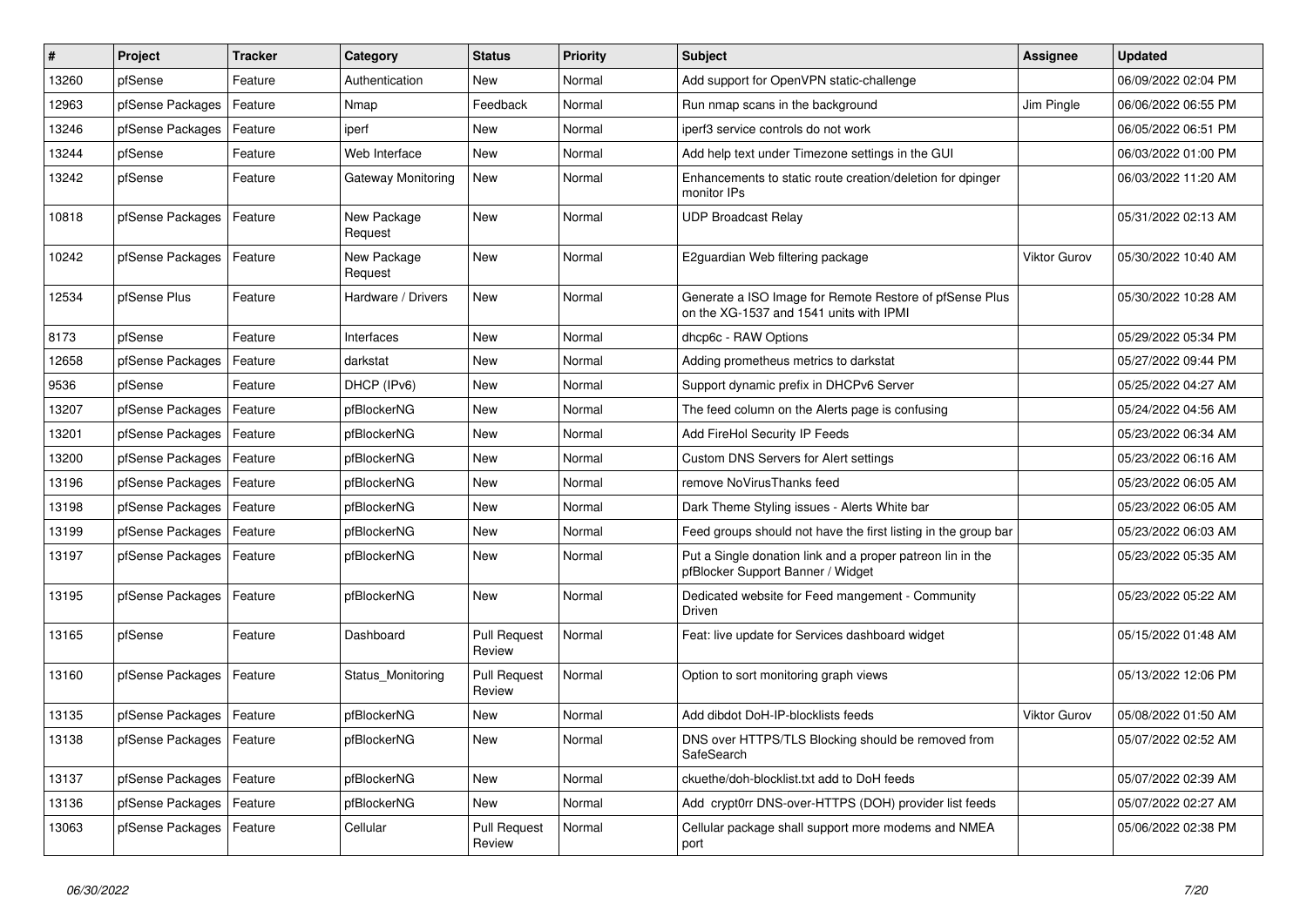| # | Project | Tracker | Category | Status | Priority | Subject | Assignee | Updated |
|---|---|---|---|---|---|---|---|---|
| 13260 | pfSense | Feature | Authentication | New | Normal | Add support for OpenVPN static-challenge | | 06/09/2022 02:04 PM |
| 12963 | pfSense Packages | Feature | Nmap | Feedback | Normal | Run nmap scans in the background | Jim Pingle | 06/06/2022 06:55 PM |
| 13246 | pfSense Packages | Feature | iperf | New | Normal | iperf3 service controls do not work | | 06/05/2022 06:51 PM |
| 13244 | pfSense | Feature | Web Interface | New | Normal | Add help text under Timezone settings in the GUI | | 06/03/2022 01:00 PM |
| 13242 | pfSense | Feature | Gateway Monitoring | New | Normal | Enhancements to static route creation/deletion for dpinger monitor IPs | | 06/03/2022 11:20 AM |
| 10818 | pfSense Packages | Feature | New Package Request | New | Normal | UDP Broadcast Relay | | 05/31/2022 02:13 AM |
| 10242 | pfSense Packages | Feature | New Package Request | New | Normal | E2guardian Web filtering package | Viktor Gurov | 05/30/2022 10:40 AM |
| 12534 | pfSense Plus | Feature | Hardware / Drivers | New | Normal | Generate a ISO Image for Remote Restore of pfSense Plus on the XG-1537 and 1541 units with IPMI | | 05/30/2022 10:28 AM |
| 8173 | pfSense | Feature | Interfaces | New | Normal | dhcp6c - RAW Options | | 05/29/2022 05:34 PM |
| 12658 | pfSense Packages | Feature | darkstat | New | Normal | Adding prometheus metrics to darkstat | | 05/27/2022 09:44 PM |
| 9536 | pfSense | Feature | DHCP (IPv6) | New | Normal | Support dynamic prefix in DHCPv6 Server | | 05/25/2022 04:27 AM |
| 13207 | pfSense Packages | Feature | pfBlockerNG | New | Normal | The feed column on the Alerts page is confusing | | 05/24/2022 04:56 AM |
| 13201 | pfSense Packages | Feature | pfBlockerNG | New | Normal | Add FireHol Security IP Feeds | | 05/23/2022 06:34 AM |
| 13200 | pfSense Packages | Feature | pfBlockerNG | New | Normal | Custom DNS Servers for Alert settings | | 05/23/2022 06:16 AM |
| 13196 | pfSense Packages | Feature | pfBlockerNG | New | Normal | remove NoVirusThanks feed | | 05/23/2022 06:05 AM |
| 13198 | pfSense Packages | Feature | pfBlockerNG | New | Normal | Dark Theme Styling issues - Alerts White bar | | 05/23/2022 06:05 AM |
| 13199 | pfSense Packages | Feature | pfBlockerNG | New | Normal | Feed groups should not have the first listing in the group bar | | 05/23/2022 06:03 AM |
| 13197 | pfSense Packages | Feature | pfBlockerNG | New | Normal | Put a Single donation link and a proper patreon lin in the pfBlocker Support Banner / Widget | | 05/23/2022 05:35 AM |
| 13195 | pfSense Packages | Feature | pfBlockerNG | New | Normal | Dedicated website for Feed mangement - Community Driven | | 05/23/2022 05:22 AM |
| 13165 | pfSense | Feature | Dashboard | Pull Request Review | Normal | Feat: live update for Services dashboard widget | | 05/15/2022 01:48 AM |
| 13160 | pfSense Packages | Feature | Status_Monitoring | Pull Request Review | Normal | Option to sort monitoring graph views | | 05/13/2022 12:06 PM |
| 13135 | pfSense Packages | Feature | pfBlockerNG | New | Normal | Add dibdot DoH-IP-blocklists feeds | Viktor Gurov | 05/08/2022 01:50 AM |
| 13138 | pfSense Packages | Feature | pfBlockerNG | New | Normal | DNS over HTTPS/TLS Blocking should be removed from SafeSearch | | 05/07/2022 02:52 AM |
| 13137 | pfSense Packages | Feature | pfBlockerNG | New | Normal | ckuethe/doh-blocklist.txt add to DoH feeds | | 05/07/2022 02:39 AM |
| 13136 | pfSense Packages | Feature | pfBlockerNG | New | Normal | Add crypt0rr DNS-over-HTTPS (DOH) provider list feeds | | 05/07/2022 02:27 AM |
| 13063 | pfSense Packages | Feature | Cellular | Pull Request Review | Normal | Cellular package shall support more modems and NMEA port | | 05/06/2022 02:38 PM |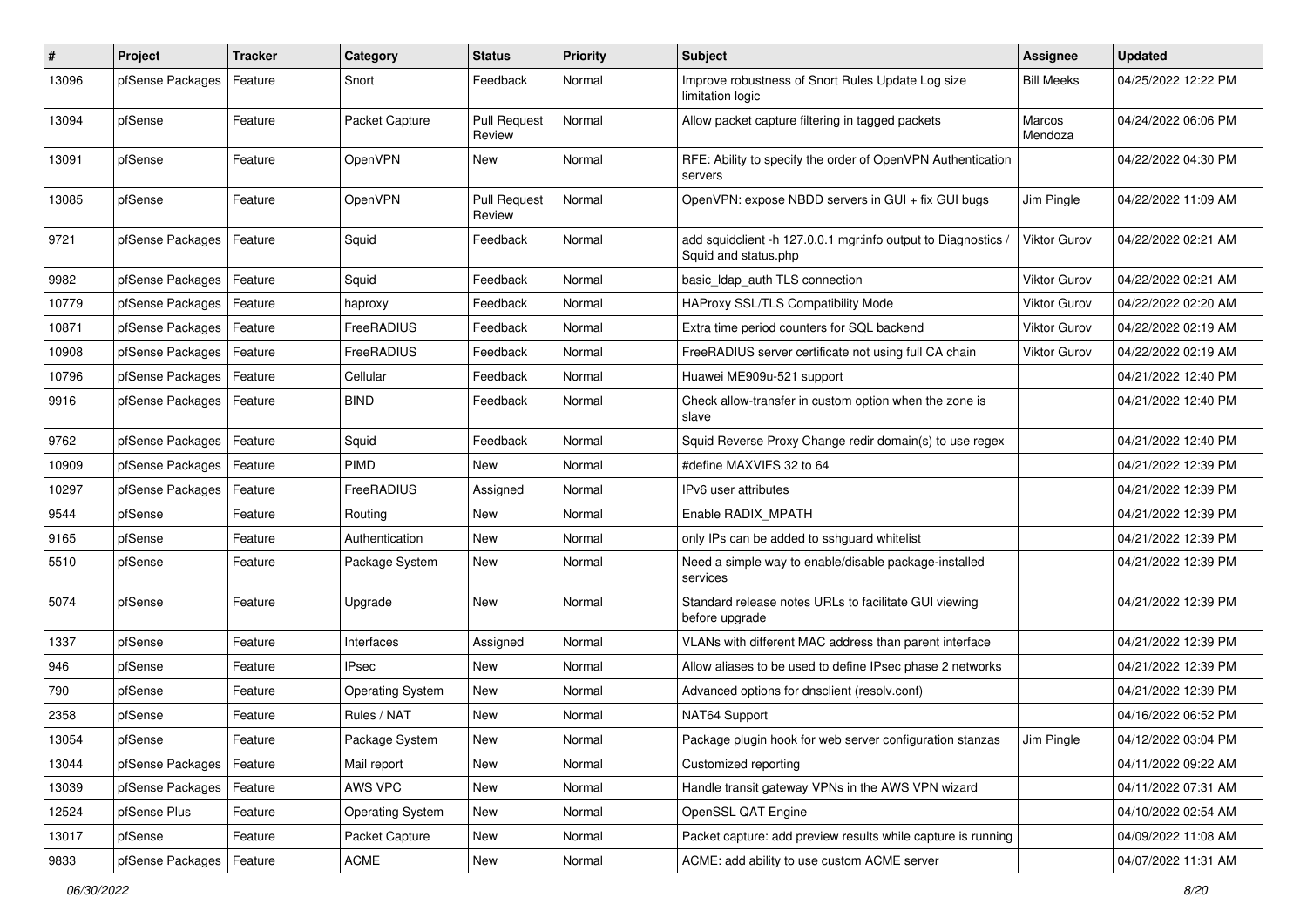| # | Project | Tracker | Category | Status | Priority | Subject | Assignee | Updated |
|---|---|---|---|---|---|---|---|---|
| 13096 | pfSense Packages | Feature | Snort | Feedback | Normal | Improve robustness of Snort Rules Update Log size limitation logic | Bill Meeks | 04/25/2022 12:22 PM |
| 13094 | pfSense | Feature | Packet Capture | Pull Request Review | Normal | Allow packet capture filtering in tagged packets | Marcos Mendoza | 04/24/2022 06:06 PM |
| 13091 | pfSense | Feature | OpenVPN | New | Normal | RFE: Ability to specify the order of OpenVPN Authentication servers | | 04/22/2022 04:30 PM |
| 13085 | pfSense | Feature | OpenVPN | Pull Request Review | Normal | OpenVPN: expose NBDD servers in GUI + fix GUI bugs | Jim Pingle | 04/22/2022 11:09 AM |
| 9721 | pfSense Packages | Feature | Squid | Feedback | Normal | add squidclient -h 127.0.0.1 mgr:info output to Diagnostics / Squid and status.php | Viktor Gurov | 04/22/2022 02:21 AM |
| 9982 | pfSense Packages | Feature | Squid | Feedback | Normal | basic_ldap_auth TLS connection | Viktor Gurov | 04/22/2022 02:21 AM |
| 10779 | pfSense Packages | Feature | haproxy | Feedback | Normal | HAProxy SSL/TLS Compatibility Mode | Viktor Gurov | 04/22/2022 02:20 AM |
| 10871 | pfSense Packages | Feature | FreeRADIUS | Feedback | Normal | Extra time period counters for SQL backend | Viktor Gurov | 04/22/2022 02:19 AM |
| 10908 | pfSense Packages | Feature | FreeRADIUS | Feedback | Normal | FreeRADIUS server certificate not using full CA chain | Viktor Gurov | 04/22/2022 02:19 AM |
| 10796 | pfSense Packages | Feature | Cellular | Feedback | Normal | Huawei ME909u-521 support | | 04/21/2022 12:40 PM |
| 9916 | pfSense Packages | Feature | BIND | Feedback | Normal | Check allow-transfer in custom option when the zone is slave | | 04/21/2022 12:40 PM |
| 9762 | pfSense Packages | Feature | Squid | Feedback | Normal | Squid Reverse Proxy Change redir domain(s) to use regex | | 04/21/2022 12:40 PM |
| 10909 | pfSense Packages | Feature | PIMD | New | Normal | #define MAXVIFS 32 to 64 | | 04/21/2022 12:39 PM |
| 10297 | pfSense Packages | Feature | FreeRADIUS | Assigned | Normal | IPv6 user attributes | | 04/21/2022 12:39 PM |
| 9544 | pfSense | Feature | Routing | New | Normal | Enable RADIX_MPATH | | 04/21/2022 12:39 PM |
| 9165 | pfSense | Feature | Authentication | New | Normal | only IPs can be added to sshguard whitelist | | 04/21/2022 12:39 PM |
| 5510 | pfSense | Feature | Package System | New | Normal | Need a simple way to enable/disable package-installed services | | 04/21/2022 12:39 PM |
| 5074 | pfSense | Feature | Upgrade | New | Normal | Standard release notes URLs to facilitate GUI viewing before upgrade | | 04/21/2022 12:39 PM |
| 1337 | pfSense | Feature | Interfaces | Assigned | Normal | VLANs with different MAC address than parent interface | | 04/21/2022 12:39 PM |
| 946 | pfSense | Feature | IPsec | New | Normal | Allow aliases to be used to define IPsec phase 2 networks | | 04/21/2022 12:39 PM |
| 790 | pfSense | Feature | Operating System | New | Normal | Advanced options for dnsclient (resolv.conf) | | 04/21/2022 12:39 PM |
| 2358 | pfSense | Feature | Rules / NAT | New | Normal | NAT64 Support | | 04/16/2022 06:52 PM |
| 13054 | pfSense | Feature | Package System | New | Normal | Package plugin hook for web server configuration stanzas | Jim Pingle | 04/12/2022 03:04 PM |
| 13044 | pfSense Packages | Feature | Mail report | New | Normal | Customized reporting | | 04/11/2022 09:22 AM |
| 13039 | pfSense Packages | Feature | AWS VPC | New | Normal | Handle transit gateway VPNs in the AWS VPN wizard | | 04/11/2022 07:31 AM |
| 12524 | pfSense Plus | Feature | Operating System | New | Normal | OpenSSL QAT Engine | | 04/10/2022 02:54 AM |
| 13017 | pfSense | Feature | Packet Capture | New | Normal | Packet capture: add preview results while capture is running | | 04/09/2022 11:08 AM |
| 9833 | pfSense Packages | Feature | ACME | New | Normal | ACME: add ability to use custom ACME server | | 04/07/2022 11:31 AM |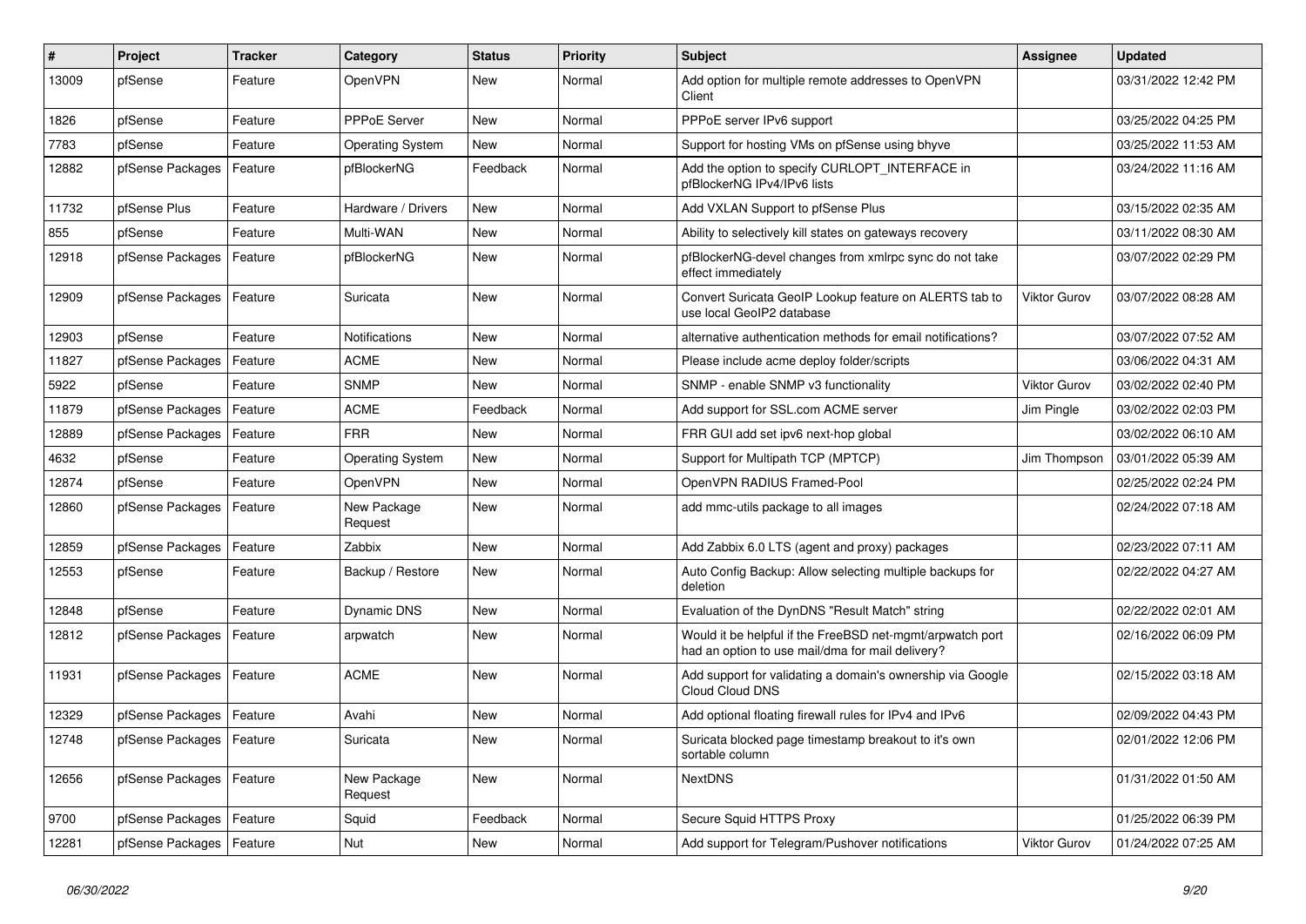| # | Project | Tracker | Category | Status | Priority | Subject | Assignee | Updated |
|---|---|---|---|---|---|---|---|---|
| 13009 | pfSense | Feature | OpenVPN | New | Normal | Add option for multiple remote addresses to OpenVPN Client | | 03/31/2022 12:42 PM |
| 1826 | pfSense | Feature | PPPoE Server | New | Normal | PPPoE server IPv6 support | | 03/25/2022 04:25 PM |
| 7783 | pfSense | Feature | Operating System | New | Normal | Support for hosting VMs on pfSense using bhyve | | 03/25/2022 11:53 AM |
| 12882 | pfSense Packages | Feature | pfBlockerNG | Feedback | Normal | Add the option to specify CURLOPT_INTERFACE in pfBlockerNG IPv4/IPv6 lists | | 03/24/2022 11:16 AM |
| 11732 | pfSense Plus | Feature | Hardware / Drivers | New | Normal | Add VXLAN Support to pfSense Plus | | 03/15/2022 02:35 AM |
| 855 | pfSense | Feature | Multi-WAN | New | Normal | Ability to selectively kill states on gateways recovery | | 03/11/2022 08:30 AM |
| 12918 | pfSense Packages | Feature | pfBlockerNG | New | Normal | pfBlockerNG-devel changes from xmlrpc sync do not take effect immediately | | 03/07/2022 02:29 PM |
| 12909 | pfSense Packages | Feature | Suricata | New | Normal | Convert Suricata GeoIP Lookup feature on ALERTS tab to use local GeoIP2 database | Viktor Gurov | 03/07/2022 08:28 AM |
| 12903 | pfSense | Feature | Notifications | New | Normal | alternative authentication methods for email notifications? | | 03/07/2022 07:52 AM |
| 11827 | pfSense Packages | Feature | ACME | New | Normal | Please include acme deploy folder/scripts | | 03/06/2022 04:31 AM |
| 5922 | pfSense | Feature | SNMP | New | Normal | SNMP - enable SNMP v3 functionality | Viktor Gurov | 03/02/2022 02:40 PM |
| 11879 | pfSense Packages | Feature | ACME | Feedback | Normal | Add support for SSL.com ACME server | Jim Pingle | 03/02/2022 02:03 PM |
| 12889 | pfSense Packages | Feature | FRR | New | Normal | FRR GUI add set ipv6 next-hop global | | 03/02/2022 06:10 AM |
| 4632 | pfSense | Feature | Operating System | New | Normal | Support for Multipath TCP (MPTCP) | Jim Thompson | 03/01/2022 05:39 AM |
| 12874 | pfSense | Feature | OpenVPN | New | Normal | OpenVPN RADIUS Framed-Pool | | 02/25/2022 02:24 PM |
| 12860 | pfSense Packages | Feature | New Package Request | New | Normal | add mmc-utils package to all images | | 02/24/2022 07:18 AM |
| 12859 | pfSense Packages | Feature | Zabbix | New | Normal | Add Zabbix 6.0 LTS (agent and proxy) packages | | 02/23/2022 07:11 AM |
| 12553 | pfSense | Feature | Backup / Restore | New | Normal | Auto Config Backup: Allow selecting multiple backups for deletion | | 02/22/2022 04:27 AM |
| 12848 | pfSense | Feature | Dynamic DNS | New | Normal | Evaluation of the DynDNS "Result Match" string | | 02/22/2022 02:01 AM |
| 12812 | pfSense Packages | Feature | arpwatch | New | Normal | Would it be helpful if the FreeBSD net-mgmt/arpwatch port had an option to use mail/dma for mail delivery? | | 02/16/2022 06:09 PM |
| 11931 | pfSense Packages | Feature | ACME | New | Normal | Add support for validating a domain's ownership via Google Cloud Cloud DNS | | 02/15/2022 03:18 AM |
| 12329 | pfSense Packages | Feature | Avahi | New | Normal | Add optional floating firewall rules for IPv4 and IPv6 | | 02/09/2022 04:43 PM |
| 12748 | pfSense Packages | Feature | Suricata | New | Normal | Suricata blocked page timestamp breakout to it's own sortable column | | 02/01/2022 12:06 PM |
| 12656 | pfSense Packages | Feature | New Package Request | New | Normal | NextDNS | | 01/31/2022 01:50 AM |
| 9700 | pfSense Packages | Feature | Squid | Feedback | Normal | Secure Squid HTTPS Proxy | | 01/25/2022 06:39 PM |
| 12281 | pfSense Packages | Feature | Nut | New | Normal | Add support for Telegram/Pushover notifications | Viktor Gurov | 01/24/2022 07:25 AM |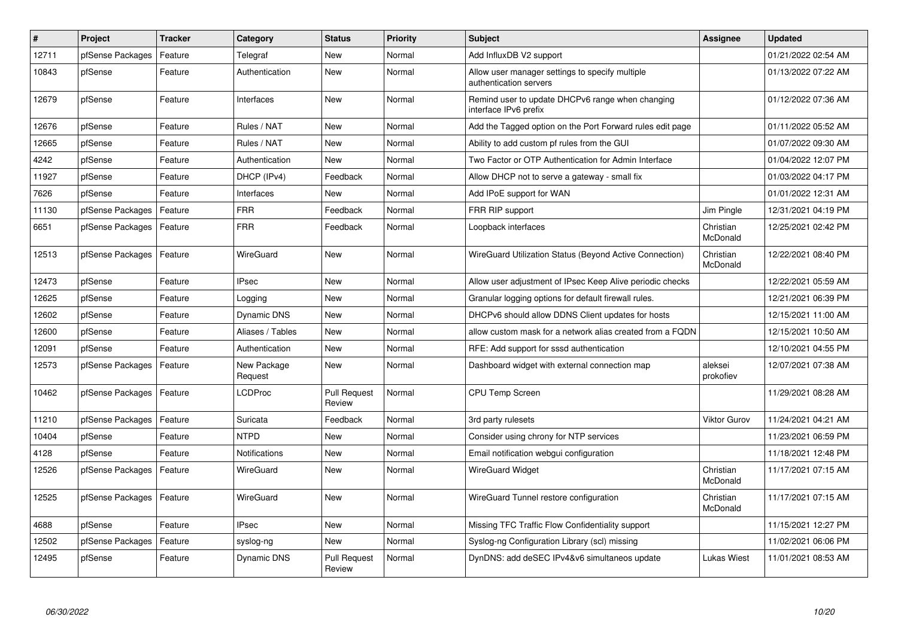| # | Project | Tracker | Category | Status | Priority | Subject | Assignee | Updated |
|---|---|---|---|---|---|---|---|---|
| 12711 | pfSense Packages | Feature | Telegraf | New | Normal | Add InfluxDB V2 support | | 01/21/2022 02:54 AM |
| 10843 | pfSense | Feature | Authentication | New | Normal | Allow user manager settings to specify multiple authentication servers | | 01/13/2022 07:22 AM |
| 12679 | pfSense | Feature | Interfaces | New | Normal | Remind user to update DHCPv6 range when changing interface IPv6 prefix | | 01/12/2022 07:36 AM |
| 12676 | pfSense | Feature | Rules / NAT | New | Normal | Add the Tagged option on the Port Forward rules edit page | | 01/11/2022 05:52 AM |
| 12665 | pfSense | Feature | Rules / NAT | New | Normal | Ability to add custom pf rules from the GUI | | 01/07/2022 09:30 AM |
| 4242 | pfSense | Feature | Authentication | New | Normal | Two Factor or OTP Authentication for Admin Interface | | 01/04/2022 12:07 PM |
| 11927 | pfSense | Feature | DHCP (IPv4) | Feedback | Normal | Allow DHCP not to serve a gateway - small fix | | 01/03/2022 04:17 PM |
| 7626 | pfSense | Feature | Interfaces | New | Normal | Add IPoE support for WAN | | 01/01/2022 12:31 AM |
| 11130 | pfSense Packages | Feature | FRR | Feedback | Normal | FRR RIP support | Jim Pingle | 12/31/2021 04:19 PM |
| 6651 | pfSense Packages | Feature | FRR | Feedback | Normal | Loopback interfaces | Christian McDonald | 12/25/2021 02:42 PM |
| 12513 | pfSense Packages | Feature | WireGuard | New | Normal | WireGuard Utilization Status (Beyond Active Connection) | Christian McDonald | 12/22/2021 08:40 PM |
| 12473 | pfSense | Feature | IPsec | New | Normal | Allow user adjustment of IPsec Keep Alive periodic checks | | 12/22/2021 05:59 AM |
| 12625 | pfSense | Feature | Logging | New | Normal | Granular logging options for default firewall rules. | | 12/21/2021 06:39 PM |
| 12602 | pfSense | Feature | Dynamic DNS | New | Normal | DHCPv6 should allow DDNS Client updates for hosts | | 12/15/2021 11:00 AM |
| 12600 | pfSense | Feature | Aliases / Tables | New | Normal | allow custom mask for a network alias created from a FQDN | | 12/15/2021 10:50 AM |
| 12091 | pfSense | Feature | Authentication | New | Normal | RFE: Add support for sssd authentication | | 12/10/2021 04:55 PM |
| 12573 | pfSense Packages | Feature | New Package Request | New | Normal | Dashboard widget with external connection map | aleksei prokofiev | 12/07/2021 07:38 AM |
| 10462 | pfSense Packages | Feature | LCDProc | Pull Request Review | Normal | CPU Temp Screen | | 11/29/2021 08:28 AM |
| 11210 | pfSense Packages | Feature | Suricata | Feedback | Normal | 3rd party rulesets | Viktor Gurov | 11/24/2021 04:21 AM |
| 10404 | pfSense | Feature | NTPD | New | Normal | Consider using chrony for NTP services | | 11/23/2021 06:59 PM |
| 4128 | pfSense | Feature | Notifications | New | Normal | Email notification webgui configuration | | 11/18/2021 12:48 PM |
| 12526 | pfSense Packages | Feature | WireGuard | New | Normal | WireGuard Widget | Christian McDonald | 11/17/2021 07:15 AM |
| 12525 | pfSense Packages | Feature | WireGuard | New | Normal | WireGuard Tunnel restore configuration | Christian McDonald | 11/17/2021 07:15 AM |
| 4688 | pfSense | Feature | IPsec | New | Normal | Missing TFC Traffic Flow Confidentiality support | | 11/15/2021 12:27 PM |
| 12502 | pfSense Packages | Feature | syslog-ng | New | Normal | Syslog-ng Configuration Library (scl) missing | | 11/02/2021 06:06 PM |
| 12495 | pfSense | Feature | Dynamic DNS | Pull Request Review | Normal | DynDNS: add deSEC IPv4&v6 simultaneos update | Lukas Wiest | 11/01/2021 08:53 AM |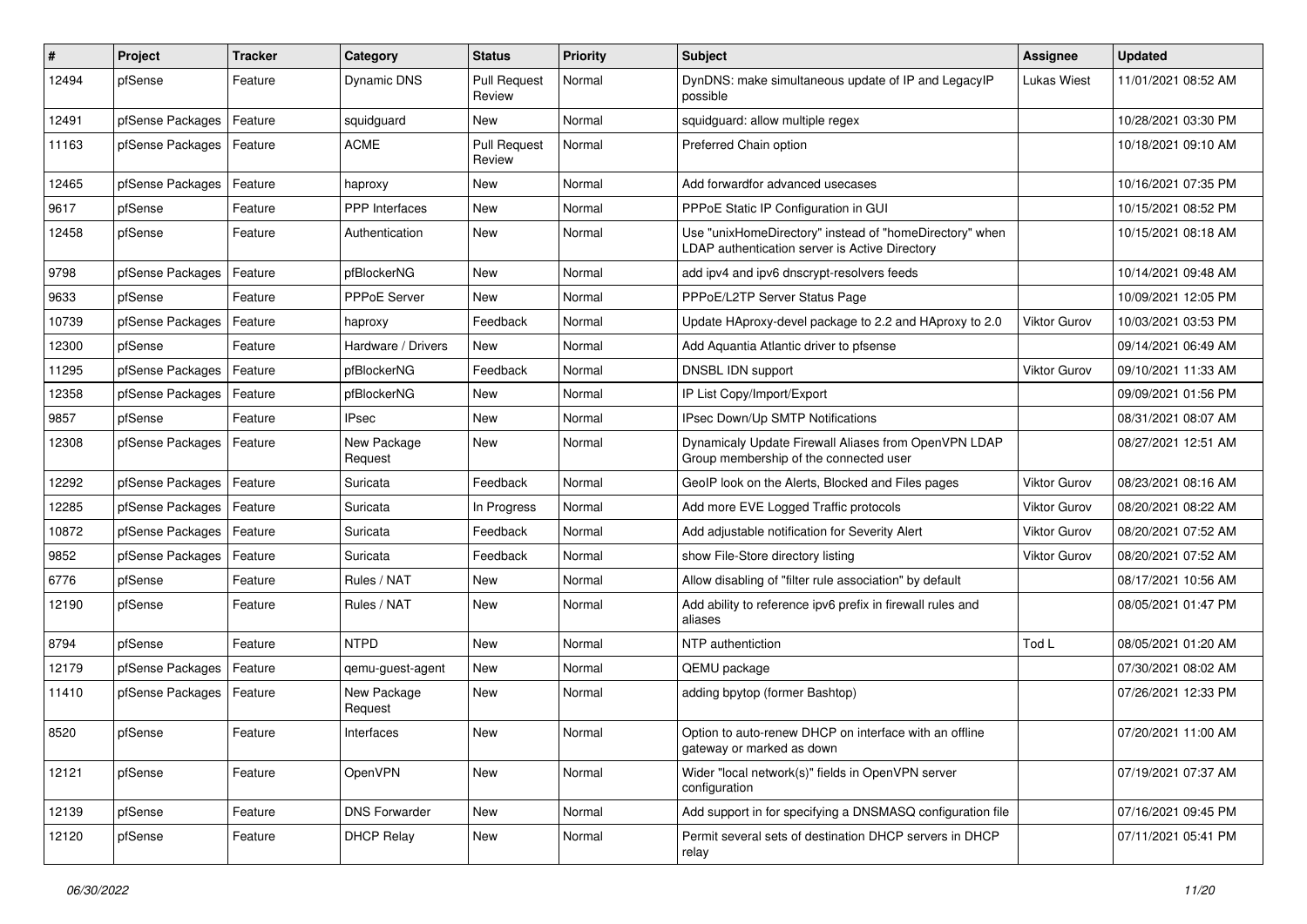| # | Project | Tracker | Category | Status | Priority | Subject | Assignee | Updated |
|---|---|---|---|---|---|---|---|---|
| 12494 | pfSense | Feature | Dynamic DNS | Pull Request Review | Normal | DynDNS: make simultaneous update of IP and LegacyIP possible | Lukas Wiest | 11/01/2021 08:52 AM |
| 12491 | pfSense Packages | Feature | squidguard | New | Normal | squidguard: allow multiple regex | | 10/28/2021 03:30 PM |
| 11163 | pfSense Packages | Feature | ACME | Pull Request Review | Normal | Preferred Chain option | | 10/18/2021 09:10 AM |
| 12465 | pfSense Packages | Feature | haproxy | New | Normal | Add forwardfor advanced usecases | | 10/16/2021 07:35 PM |
| 9617 | pfSense | Feature | PPP Interfaces | New | Normal | PPPoE Static IP Configuration in GUI | | 10/15/2021 08:52 PM |
| 12458 | pfSense | Feature | Authentication | New | Normal | Use "unixHomeDirectory" instead of "homeDirectory" when LDAP authentication server is Active Directory | | 10/15/2021 08:18 AM |
| 9798 | pfSense Packages | Feature | pfBlockerNG | New | Normal | add ipv4 and ipv6 dnscrypt-resolvers feeds | | 10/14/2021 09:48 AM |
| 9633 | pfSense | Feature | PPPoE Server | New | Normal | PPPoE/L2TP Server Status Page | | 10/09/2021 12:05 PM |
| 10739 | pfSense Packages | Feature | haproxy | Feedback | Normal | Update HAproxy-devel package to 2.2 and HAproxy to 2.0 | Viktor Gurov | 10/03/2021 03:53 PM |
| 12300 | pfSense | Feature | Hardware / Drivers | New | Normal | Add Aquantia Atlantic driver to pfsense | | 09/14/2021 06:49 AM |
| 11295 | pfSense Packages | Feature | pfBlockerNG | Feedback | Normal | DNSBL IDN support | Viktor Gurov | 09/10/2021 11:33 AM |
| 12358 | pfSense Packages | Feature | pfBlockerNG | New | Normal | IP List Copy/Import/Export | | 09/09/2021 01:56 PM |
| 9857 | pfSense | Feature | IPsec | New | Normal | IPsec Down/Up SMTP Notifications | | 08/31/2021 08:07 AM |
| 12308 | pfSense Packages | Feature | New Package Request | New | Normal | Dynamicaly Update Firewall Aliases from OpenVPN LDAP Group membership of the connected user | | 08/27/2021 12:51 AM |
| 12292 | pfSense Packages | Feature | Suricata | Feedback | Normal | GeoIP look on the Alerts, Blocked and Files pages | Viktor Gurov | 08/23/2021 08:16 AM |
| 12285 | pfSense Packages | Feature | Suricata | In Progress | Normal | Add more EVE Logged Traffic protocols | Viktor Gurov | 08/20/2021 08:22 AM |
| 10872 | pfSense Packages | Feature | Suricata | Feedback | Normal | Add adjustable notification for Severity Alert | Viktor Gurov | 08/20/2021 07:52 AM |
| 9852 | pfSense Packages | Feature | Suricata | Feedback | Normal | show File-Store directory listing | Viktor Gurov | 08/20/2021 07:52 AM |
| 6776 | pfSense | Feature | Rules / NAT | New | Normal | Allow disabling of "filter rule association" by default | | 08/17/2021 10:56 AM |
| 12190 | pfSense | Feature | Rules / NAT | New | Normal | Add ability to reference ipv6 prefix in firewall rules and aliases | | 08/05/2021 01:47 PM |
| 8794 | pfSense | Feature | NTPD | New | Normal | NTP authentiction | Tod L | 08/05/2021 01:20 AM |
| 12179 | pfSense Packages | Feature | qemu-guest-agent | New | Normal | QEMU package | | 07/30/2021 08:02 AM |
| 11410 | pfSense Packages | Feature | New Package Request | New | Normal | adding bpytop (former Bashtop) | | 07/26/2021 12:33 PM |
| 8520 | pfSense | Feature | Interfaces | New | Normal | Option to auto-renew DHCP on interface with an offline gateway or marked as down | | 07/20/2021 11:00 AM |
| 12121 | pfSense | Feature | OpenVPN | New | Normal | Wider "local network(s)" fields in OpenVPN server configuration | | 07/19/2021 07:37 AM |
| 12139 | pfSense | Feature | DNS Forwarder | New | Normal | Add support in for specifying a DNSMASQ configuration file | | 07/16/2021 09:45 PM |
| 12120 | pfSense | Feature | DHCP Relay | New | Normal | Permit several sets of destination DHCP servers in DHCP relay | | 07/11/2021 05:41 PM |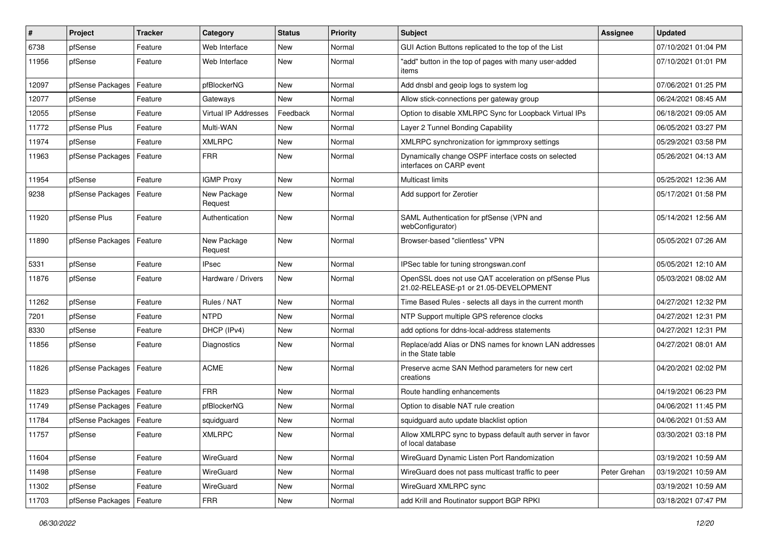| # | Project | Tracker | Category | Status | Priority | Subject | Assignee | Updated |
|---|---|---|---|---|---|---|---|---|
| 6738 | pfSense | Feature | Web Interface | New | Normal | GUI Action Buttons replicated to the top of the List | | 07/10/2021 01:04 PM |
| 11956 | pfSense | Feature | Web Interface | New | Normal | "add" button in the top of pages with many user-added items | | 07/10/2021 01:01 PM |
| 12097 | pfSense Packages | Feature | pfBlockerNG | New | Normal | Add dnsbl and geoip logs to system log | | 07/06/2021 01:25 PM |
| 12077 | pfSense | Feature | Gateways | New | Normal | Allow stick-connections per gateway group | | 06/24/2021 08:45 AM |
| 12055 | pfSense | Feature | Virtual IP Addresses | Feedback | Normal | Option to disable XMLRPC Sync for Loopback Virtual IPs | | 06/18/2021 09:05 AM |
| 11772 | pfSense Plus | Feature | Multi-WAN | New | Normal | Layer 2 Tunnel Bonding Capability | | 06/05/2021 03:27 PM |
| 11974 | pfSense | Feature | XMLRPC | New | Normal | XMLRPC synchronization for igmmproxy settings | | 05/29/2021 03:58 PM |
| 11963 | pfSense Packages | Feature | FRR | New | Normal | Dynamically change OSPF interface costs on selected interfaces on CARP event | | 05/26/2021 04:13 AM |
| 11954 | pfSense | Feature | IGMP Proxy | New | Normal | Multicast limits | | 05/25/2021 12:36 AM |
| 9238 | pfSense Packages | Feature | New Package Request | New | Normal | Add support for Zerotier | | 05/17/2021 01:58 PM |
| 11920 | pfSense Plus | Feature | Authentication | New | Normal | SAML Authentication for pfSense (VPN and webConfigurator) | | 05/14/2021 12:56 AM |
| 11890 | pfSense Packages | Feature | New Package Request | New | Normal | Browser-based "clientless" VPN | | 05/05/2021 07:26 AM |
| 5331 | pfSense | Feature | IPsec | New | Normal | IPSec table for tuning strongswan.conf | | 05/05/2021 12:10 AM |
| 11876 | pfSense | Feature | Hardware / Drivers | New | Normal | OpenSSL does not use QAT acceleration on pfSense Plus 21.02-RELEASE-p1 or 21.05-DEVELOPMENT | | 05/03/2021 08:02 AM |
| 11262 | pfSense | Feature | Rules / NAT | New | Normal | Time Based Rules - selects all days in the current month | | 04/27/2021 12:32 PM |
| 7201 | pfSense | Feature | NTPD | New | Normal | NTP Support multiple GPS reference clocks | | 04/27/2021 12:31 PM |
| 8330 | pfSense | Feature | DHCP (IPv4) | New | Normal | add options for ddns-local-address statements | | 04/27/2021 12:31 PM |
| 11856 | pfSense | Feature | Diagnostics | New | Normal | Replace/add Alias or DNS names for known LAN addresses in the State table | | 04/27/2021 08:01 AM |
| 11826 | pfSense Packages | Feature | ACME | New | Normal | Preserve acme SAN Method parameters for new cert creations | | 04/20/2021 02:02 PM |
| 11823 | pfSense Packages | Feature | FRR | New | Normal | Route handling enhancements | | 04/19/2021 06:23 PM |
| 11749 | pfSense Packages | Feature | pfBlockerNG | New | Normal | Option to disable NAT rule creation | | 04/06/2021 11:45 PM |
| 11784 | pfSense Packages | Feature | squidguard | New | Normal | squidguard auto update blacklist option | | 04/06/2021 01:53 AM |
| 11757 | pfSense | Feature | XMLRPC | New | Normal | Allow XMLRPC sync to bypass default auth server in favor of local database | | 03/30/2021 03:18 PM |
| 11604 | pfSense | Feature | WireGuard | New | Normal | WireGuard Dynamic Listen Port Randomization | | 03/19/2021 10:59 AM |
| 11498 | pfSense | Feature | WireGuard | New | Normal | WireGuard does not pass multicast traffic to peer | Peter Grehan | 03/19/2021 10:59 AM |
| 11302 | pfSense | Feature | WireGuard | New | Normal | WireGuard XMLRPC sync | | 03/19/2021 10:59 AM |
| 11703 | pfSense Packages | Feature | FRR | New | Normal | add Krill and Routinator support BGP RPKI | | 03/18/2021 07:47 PM |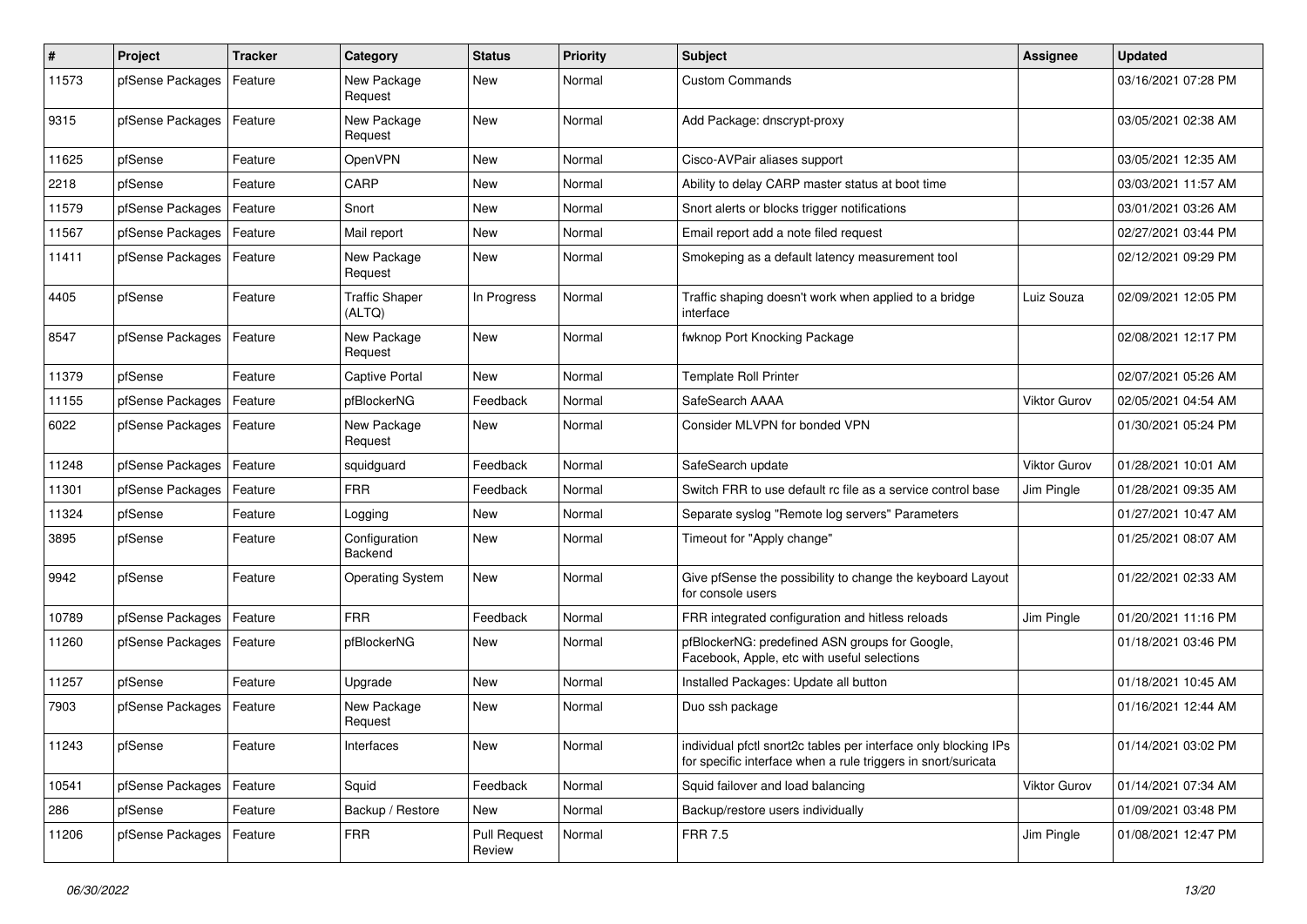| # | Project | Tracker | Category | Status | Priority | Subject | Assignee | Updated |
|---|---|---|---|---|---|---|---|---|
| 11573 | pfSense Packages | Feature | New Package Request | New | Normal | Custom Commands | | 03/16/2021 07:28 PM |
| 9315 | pfSense Packages | Feature | New Package Request | New | Normal | Add Package: dnscrypt-proxy | | 03/05/2021 02:38 AM |
| 11625 | pfSense | Feature | OpenVPN | New | Normal | Cisco-AVPair aliases support | | 03/05/2021 12:35 AM |
| 2218 | pfSense | Feature | CARP | New | Normal | Ability to delay CARP master status at boot time | | 03/03/2021 11:57 AM |
| 11579 | pfSense Packages | Feature | Snort | New | Normal | Snort alerts or blocks trigger notifications | | 03/01/2021 03:26 AM |
| 11567 | pfSense Packages | Feature | Mail report | New | Normal | Email report add a note filed request | | 02/27/2021 03:44 PM |
| 11411 | pfSense Packages | Feature | New Package Request | New | Normal | Smokeping as a default latency measurement tool | | 02/12/2021 09:29 PM |
| 4405 | pfSense | Feature | Traffic Shaper (ALTQ) | In Progress | Normal | Traffic shaping doesn't work when applied to a bridge interface | Luiz Souza | 02/09/2021 12:05 PM |
| 8547 | pfSense Packages | Feature | New Package Request | New | Normal | fwknop Port Knocking Package | | 02/08/2021 12:17 PM |
| 11379 | pfSense | Feature | Captive Portal | New | Normal | Template Roll Printer | | 02/07/2021 05:26 AM |
| 11155 | pfSense Packages | Feature | pfBlockerNG | Feedback | Normal | SafeSearch AAAA | Viktor Gurov | 02/05/2021 04:54 AM |
| 6022 | pfSense Packages | Feature | New Package Request | New | Normal | Consider MLVPN for bonded VPN | | 01/30/2021 05:24 PM |
| 11248 | pfSense Packages | Feature | squidguard | Feedback | Normal | SafeSearch update | Viktor Gurov | 01/28/2021 10:01 AM |
| 11301 | pfSense Packages | Feature | FRR | Feedback | Normal | Switch FRR to use default rc file as a service control base | Jim Pingle | 01/28/2021 09:35 AM |
| 11324 | pfSense | Feature | Logging | New | Normal | Separate syslog "Remote log servers" Parameters | | 01/27/2021 10:47 AM |
| 3895 | pfSense | Feature | Configuration Backend | New | Normal | Timeout for "Apply change" | | 01/25/2021 08:07 AM |
| 9942 | pfSense | Feature | Operating System | New | Normal | Give pfSense the possibility to change the keyboard Layout for console users | | 01/22/2021 02:33 AM |
| 10789 | pfSense Packages | Feature | FRR | Feedback | Normal | FRR integrated configuration and hitless reloads | Jim Pingle | 01/20/2021 11:16 PM |
| 11260 | pfSense Packages | Feature | pfBlockerNG | New | Normal | pfBlockerNG: predefined ASN groups for Google, Facebook, Apple, etc with useful selections | | 01/18/2021 03:46 PM |
| 11257 | pfSense | Feature | Upgrade | New | Normal | Installed Packages: Update all button | | 01/18/2021 10:45 AM |
| 7903 | pfSense Packages | Feature | New Package Request | New | Normal | Duo ssh package | | 01/16/2021 12:44 AM |
| 11243 | pfSense | Feature | Interfaces | New | Normal | individual pfctl snort2c tables per interface only blocking IPs for specific interface when a rule triggers in snort/suricata | | 01/14/2021 03:02 PM |
| 10541 | pfSense Packages | Feature | Squid | Feedback | Normal | Squid failover and load balancing | Viktor Gurov | 01/14/2021 07:34 AM |
| 286 | pfSense | Feature | Backup / Restore | New | Normal | Backup/restore users individually | | 01/09/2021 03:48 PM |
| 11206 | pfSense Packages | Feature | FRR | Pull Request Review | Normal | FRR 7.5 | Jim Pingle | 01/08/2021 12:47 PM |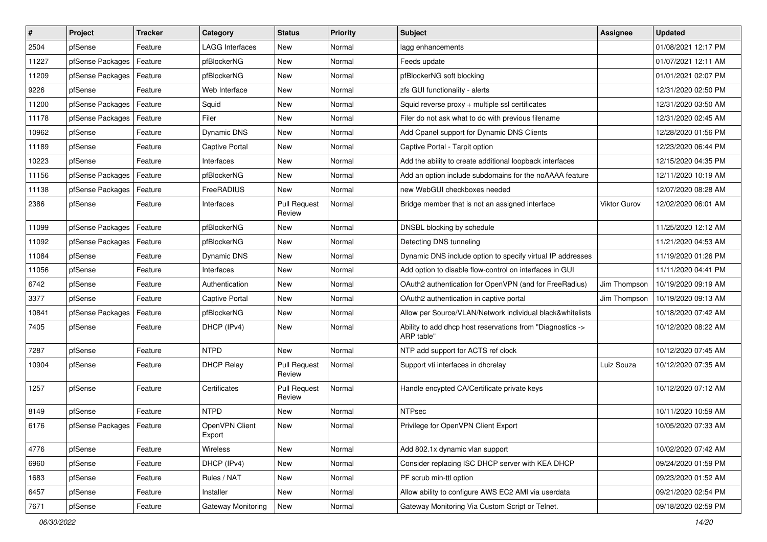| # | Project | Tracker | Category | Status | Priority | Subject | Assignee | Updated |
|---|---|---|---|---|---|---|---|---|
| 2504 | pfSense | Feature | LAGG Interfaces | New | Normal | lagg enhancements | | 01/08/2021 12:17 PM |
| 11227 | pfSense Packages | Feature | pfBlockerNG | New | Normal | Feeds update | | 01/07/2021 12:11 AM |
| 11209 | pfSense Packages | Feature | pfBlockerNG | New | Normal | pfBlockerNG soft blocking | | 01/01/2021 02:07 PM |
| 9226 | pfSense | Feature | Web Interface | New | Normal | zfs GUI functionality - alerts | | 12/31/2020 02:50 PM |
| 11200 | pfSense Packages | Feature | Squid | New | Normal | Squid reverse proxy + multiple ssl certificates | | 12/31/2020 03:50 AM |
| 11178 | pfSense Packages | Feature | Filer | New | Normal | Filer do not ask what to do with previous filename | | 12/31/2020 02:45 AM |
| 10962 | pfSense | Feature | Dynamic DNS | New | Normal | Add Cpanel support for Dynamic DNS Clients | | 12/28/2020 01:56 PM |
| 11189 | pfSense | Feature | Captive Portal | New | Normal | Captive Portal - Tarpit option | | 12/23/2020 06:44 PM |
| 10223 | pfSense | Feature | Interfaces | New | Normal | Add the ability to create additional loopback interfaces | | 12/15/2020 04:35 PM |
| 11156 | pfSense Packages | Feature | pfBlockerNG | New | Normal | Add an option include subdomains for the noAAAA feature | | 12/11/2020 10:19 AM |
| 11138 | pfSense Packages | Feature | FreeRADIUS | New | Normal | new WebGUI checkboxes needed | | 12/07/2020 08:28 AM |
| 2386 | pfSense | Feature | Interfaces | Pull Request Review | Normal | Bridge member that is not an assigned interface | Viktor Gurov | 12/02/2020 06:01 AM |
| 11099 | pfSense Packages | Feature | pfBlockerNG | New | Normal | DNSBL blocking by schedule | | 11/25/2020 12:12 AM |
| 11092 | pfSense Packages | Feature | pfBlockerNG | New | Normal | Detecting DNS tunneling | | 11/21/2020 04:53 AM |
| 11084 | pfSense | Feature | Dynamic DNS | New | Normal | Dynamic DNS include option to specify virtual IP addresses | | 11/19/2020 01:26 PM |
| 11056 | pfSense | Feature | Interfaces | New | Normal | Add option to disable flow-control on interfaces in GUI | | 11/11/2020 04:41 PM |
| 6742 | pfSense | Feature | Authentication | New | Normal | OAuth2 authentication for OpenVPN (and for FreeRadius) | Jim Thompson | 10/19/2020 09:19 AM |
| 3377 | pfSense | Feature | Captive Portal | New | Normal | OAuth2 authentication in captive portal | Jim Thompson | 10/19/2020 09:13 AM |
| 10841 | pfSense Packages | Feature | pfBlockerNG | New | Normal | Allow per Source/VLAN/Network individual black&whitelists | | 10/18/2020 07:42 AM |
| 7405 | pfSense | Feature | DHCP (IPv4) | New | Normal | Ability to add dhcp host reservations from "Diagnostics -> ARP table" | | 10/12/2020 08:22 AM |
| 7287 | pfSense | Feature | NTPD | New | Normal | NTP add support for ACTS ref clock | | 10/12/2020 07:45 AM |
| 10904 | pfSense | Feature | DHCP Relay | Pull Request Review | Normal | Support vti interfaces in dhcrelay | Luiz Souza | 10/12/2020 07:35 AM |
| 1257 | pfSense | Feature | Certificates | Pull Request Review | Normal | Handle encypted CA/Certificate private keys | | 10/12/2020 07:12 AM |
| 8149 | pfSense | Feature | NTPD | New | Normal | NTPsec | | 10/11/2020 10:59 AM |
| 6176 | pfSense Packages | Feature | OpenVPN Client Export | New | Normal | Privilege for OpenVPN Client Export | | 10/05/2020 07:33 AM |
| 4776 | pfSense | Feature | Wireless | New | Normal | Add 802.1x dynamic vlan support | | 10/02/2020 07:42 AM |
| 6960 | pfSense | Feature | DHCP (IPv4) | New | Normal | Consider replacing ISC DHCP server with KEA DHCP | | 09/24/2020 01:59 PM |
| 1683 | pfSense | Feature | Rules / NAT | New | Normal | PF scrub min-ttl option | | 09/23/2020 01:52 AM |
| 6457 | pfSense | Feature | Installer | New | Normal | Allow ability to configure AWS EC2 AMI via userdata | | 09/21/2020 02:54 PM |
| 7671 | pfSense | Feature | Gateway Monitoring | New | Normal | Gateway Monitoring Via Custom Script or Telnet. | | 09/18/2020 02:59 PM |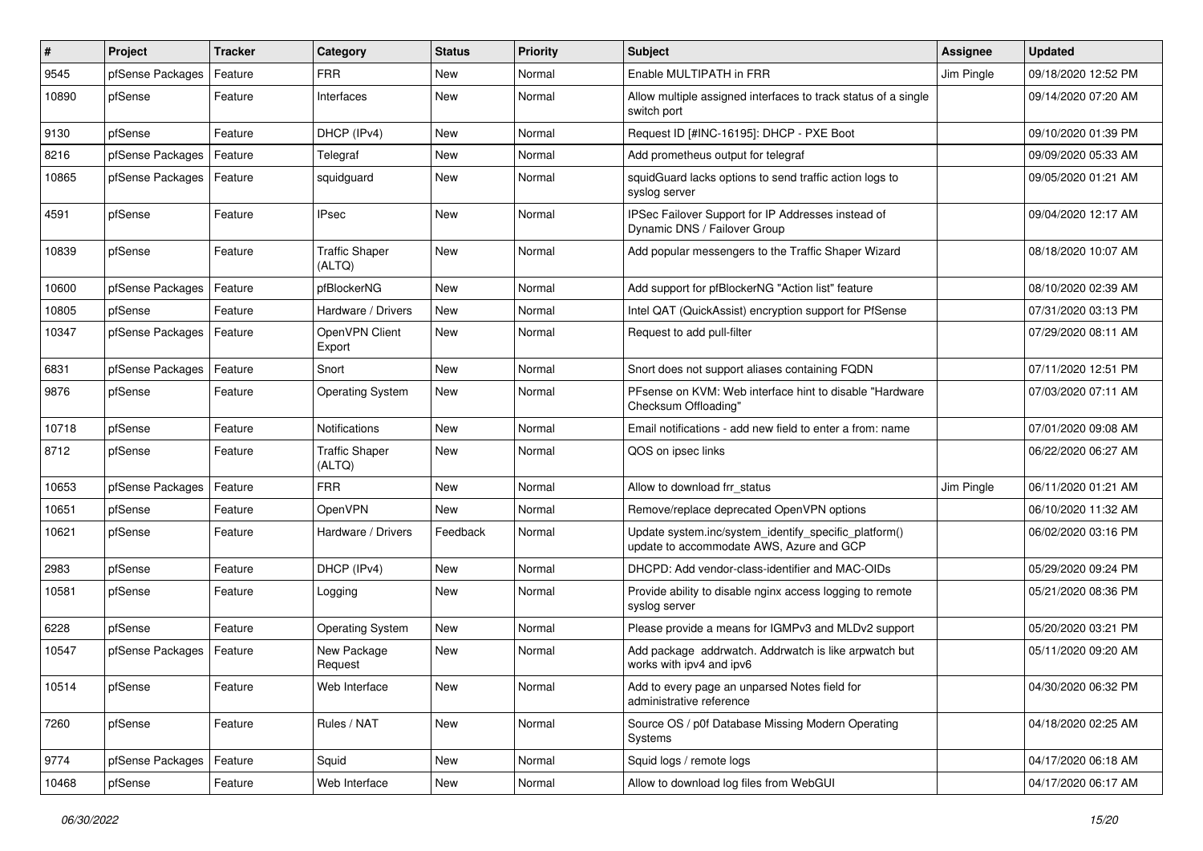| # | Project | Tracker | Category | Status | Priority | Subject | Assignee | Updated |
|---|---|---|---|---|---|---|---|---|
| 9545 | pfSense Packages | Feature | FRR | New | Normal | Enable MULTIPATH in FRR | Jim Pingle | 09/18/2020 12:52 PM |
| 10890 | pfSense | Feature | Interfaces | New | Normal | Allow multiple assigned interfaces to track status of a single switch port | | 09/14/2020 07:20 AM |
| 9130 | pfSense | Feature | DHCP (IPv4) | New | Normal | Request ID [#INC-16195]: DHCP - PXE Boot | | 09/10/2020 01:39 PM |
| 8216 | pfSense Packages | Feature | Telegraf | New | Normal | Add prometheus output for telegraf | | 09/09/2020 05:33 AM |
| 10865 | pfSense Packages | Feature | squidguard | New | Normal | squidGuard lacks options to send traffic action logs to syslog server | | 09/05/2020 01:21 AM |
| 4591 | pfSense | Feature | IPsec | New | Normal | IPSec Failover Support for IP Addresses instead of Dynamic DNS / Failover Group | | 09/04/2020 12:17 AM |
| 10839 | pfSense | Feature | Traffic Shaper (ALTQ) | New | Normal | Add popular messengers to the Traffic Shaper Wizard | | 08/18/2020 10:07 AM |
| 10600 | pfSense Packages | Feature | pfBlockerNG | New | Normal | Add support for pfBlockerNG "Action list" feature | | 08/10/2020 02:39 AM |
| 10805 | pfSense | Feature | Hardware / Drivers | New | Normal | Intel QAT (QuickAssist) encryption support for PfSense | | 07/31/2020 03:13 PM |
| 10347 | pfSense Packages | Feature | OpenVPN Client Export | New | Normal | Request to add pull-filter | | 07/29/2020 08:11 AM |
| 6831 | pfSense Packages | Feature | Snort | New | Normal | Snort does not support aliases containing FQDN | | 07/11/2020 12:51 PM |
| 9876 | pfSense | Feature | Operating System | New | Normal | PFsense on KVM: Web interface hint to disable "Hardware Checksum Offloading" | | 07/03/2020 07:11 AM |
| 10718 | pfSense | Feature | Notifications | New | Normal | Email notifications - add new field to enter a from: name | | 07/01/2020 09:08 AM |
| 8712 | pfSense | Feature | Traffic Shaper (ALTQ) | New | Normal | QOS on ipsec links | | 06/22/2020 06:27 AM |
| 10653 | pfSense Packages | Feature | FRR | New | Normal | Allow to download frr_status | Jim Pingle | 06/11/2020 01:21 AM |
| 10651 | pfSense | Feature | OpenVPN | New | Normal | Remove/replace deprecated OpenVPN options | | 06/10/2020 11:32 AM |
| 10621 | pfSense | Feature | Hardware / Drivers | Feedback | Normal | Update system.inc/system_identify_specific_platform() update to accommodate AWS, Azure and GCP | | 06/02/2020 03:16 PM |
| 2983 | pfSense | Feature | DHCP (IPv4) | New | Normal | DHCPD: Add vendor-class-identifier and MAC-OIDs | | 05/29/2020 09:24 PM |
| 10581 | pfSense | Feature | Logging | New | Normal | Provide ability to disable nginx access logging to remote syslog server | | 05/21/2020 08:36 PM |
| 6228 | pfSense | Feature | Operating System | New | Normal | Please provide a means for IGMPv3 and MLDv2 support | | 05/20/2020 03:21 PM |
| 10547 | pfSense Packages | Feature | New Package Request | New | Normal | Add package addrwatch. Addrwatch is like arpwatch but works with ipv4 and ipv6 | | 05/11/2020 09:20 AM |
| 10514 | pfSense | Feature | Web Interface | New | Normal | Add to every page an unparsed Notes field for administrative reference | | 04/30/2020 06:32 PM |
| 7260 | pfSense | Feature | Rules / NAT | New | Normal | Source OS / p0f Database Missing Modern Operating Systems | | 04/18/2020 02:25 AM |
| 9774 | pfSense Packages | Feature | Squid | New | Normal | Squid logs / remote logs | | 04/17/2020 06:18 AM |
| 10468 | pfSense | Feature | Web Interface | New | Normal | Allow to download log files from WebGUI | | 04/17/2020 06:17 AM |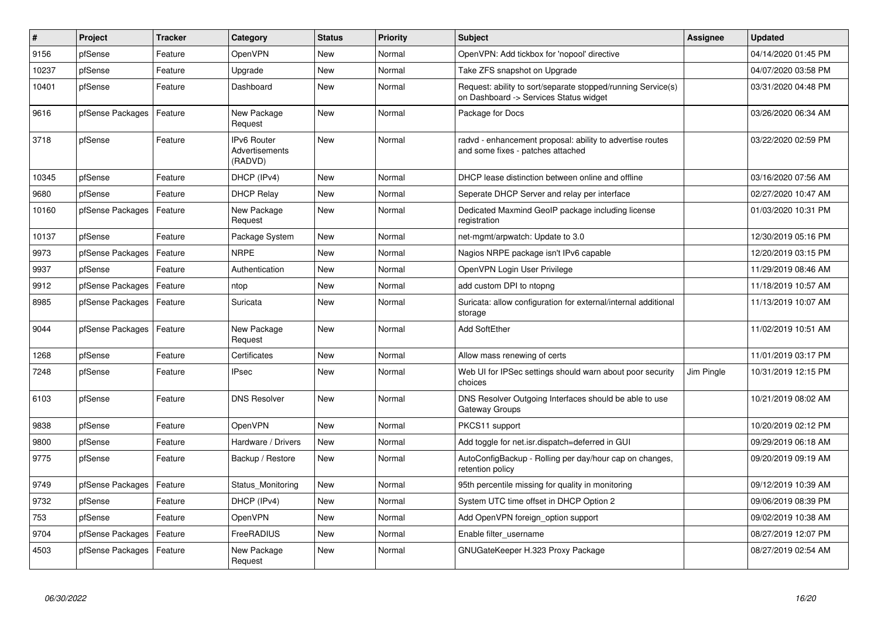| # | Project | Tracker | Category | Status | Priority | Subject | Assignee | Updated |
|---|---|---|---|---|---|---|---|---|
| 9156 | pfSense | Feature | OpenVPN | New | Normal | OpenVPN: Add tickbox for 'nopool' directive | | 04/14/2020 01:45 PM |
| 10237 | pfSense | Feature | Upgrade | New | Normal | Take ZFS snapshot on Upgrade | | 04/07/2020 03:58 PM |
| 10401 | pfSense | Feature | Dashboard | New | Normal | Request: ability to sort/separate stopped/running Service(s) on Dashboard -> Services Status widget | | 03/31/2020 04:48 PM |
| 9616 | pfSense Packages | Feature | New Package Request | New | Normal | Package for Docs | | 03/26/2020 06:34 AM |
| 3718 | pfSense | Feature | IPv6 Router Advertisements (RADVD) | New | Normal | radvd - enhancement proposal: ability to advertise routes and some fixes - patches attached | | 03/22/2020 02:59 PM |
| 10345 | pfSense | Feature | DHCP (IPv4) | New | Normal | DHCP lease distinction between online and offline | | 03/16/2020 07:56 AM |
| 9680 | pfSense | Feature | DHCP Relay | New | Normal | Seperate DHCP Server and relay per interface | | 02/27/2020 10:47 AM |
| 10160 | pfSense Packages | Feature | New Package Request | New | Normal | Dedicated Maxmind GeoIP package including license registration | | 01/03/2020 10:31 PM |
| 10137 | pfSense | Feature | Package System | New | Normal | net-mgmt/arpwatch: Update to 3.0 | | 12/30/2019 05:16 PM |
| 9973 | pfSense Packages | Feature | NRPE | New | Normal | Nagios NRPE package isn't IPv6 capable | | 12/20/2019 03:15 PM |
| 9937 | pfSense | Feature | Authentication | New | Normal | OpenVPN Login User Privilege | | 11/29/2019 08:46 AM |
| 9912 | pfSense Packages | Feature | ntop | New | Normal | add custom DPI to ntopng | | 11/18/2019 10:57 AM |
| 8985 | pfSense Packages | Feature | Suricata | New | Normal | Suricata: allow configuration for external/internal additional storage | | 11/13/2019 10:07 AM |
| 9044 | pfSense Packages | Feature | New Package Request | New | Normal | Add SoftEther | | 11/02/2019 10:51 AM |
| 1268 | pfSense | Feature | Certificates | New | Normal | Allow mass renewing of certs | | 11/01/2019 03:17 PM |
| 7248 | pfSense | Feature | IPsec | New | Normal | Web UI for IPSec settings should warn about poor security choices | Jim Pingle | 10/31/2019 12:15 PM |
| 6103 | pfSense | Feature | DNS Resolver | New | Normal | DNS Resolver Outgoing Interfaces should be able to use Gateway Groups | | 10/21/2019 08:02 AM |
| 9838 | pfSense | Feature | OpenVPN | New | Normal | PKCS11 support | | 10/20/2019 02:12 PM |
| 9800 | pfSense | Feature | Hardware / Drivers | New | Normal | Add toggle for net.isr.dispatch=deferred in GUI | | 09/29/2019 06:18 AM |
| 9775 | pfSense | Feature | Backup / Restore | New | Normal | AutoConfigBackup - Rolling per day/hour cap on changes, retention policy | | 09/20/2019 09:19 AM |
| 9749 | pfSense Packages | Feature | Status_Monitoring | New | Normal | 95th percentile missing for quality in monitoring | | 09/12/2019 10:39 AM |
| 9732 | pfSense | Feature | DHCP (IPv4) | New | Normal | System UTC time offset in DHCP Option 2 | | 09/06/2019 08:39 PM |
| 753 | pfSense | Feature | OpenVPN | New | Normal | Add OpenVPN foreign_option support | | 09/02/2019 10:38 AM |
| 9704 | pfSense Packages | Feature | FreeRADIUS | New | Normal | Enable filter_username | | 08/27/2019 12:07 PM |
| 4503 | pfSense Packages | Feature | New Package Request | New | Normal | GNUGateKeeper H.323 Proxy Package | | 08/27/2019 02:54 AM |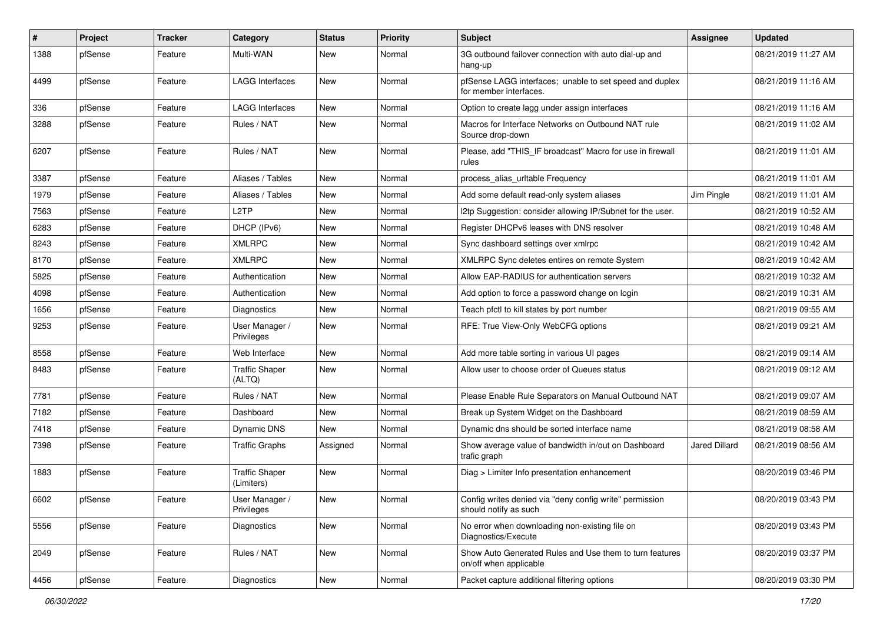| # | Project | Tracker | Category | Status | Priority | Subject | Assignee | Updated |
|---|---|---|---|---|---|---|---|---|
| 1388 | pfSense | Feature | Multi-WAN | New | Normal | 3G outbound failover connection with auto dial-up and hang-up | | 08/21/2019 11:27 AM |
| 4499 | pfSense | Feature | LAGG Interfaces | New | Normal | pfSense LAGG interfaces; unable to set speed and duplex for member interfaces. | | 08/21/2019 11:16 AM |
| 336 | pfSense | Feature | LAGG Interfaces | New | Normal | Option to create lagg under assign interfaces | | 08/21/2019 11:16 AM |
| 3288 | pfSense | Feature | Rules / NAT | New | Normal | Macros for Interface Networks on Outbound NAT rule Source drop-down | | 08/21/2019 11:02 AM |
| 6207 | pfSense | Feature | Rules / NAT | New | Normal | Please, add "THIS_IF broadcast" Macro for use in firewall rules | | 08/21/2019 11:01 AM |
| 3387 | pfSense | Feature | Aliases / Tables | New | Normal | process_alias_urltable Frequency | | 08/21/2019 11:01 AM |
| 1979 | pfSense | Feature | Aliases / Tables | New | Normal | Add some default read-only system aliases | Jim Pingle | 08/21/2019 11:01 AM |
| 7563 | pfSense | Feature | L2TP | New | Normal | l2tp Suggestion: consider allowing IP/Subnet for the user. | | 08/21/2019 10:52 AM |
| 6283 | pfSense | Feature | DHCP (IPv6) | New | Normal | Register DHCPv6 leases with DNS resolver | | 08/21/2019 10:48 AM |
| 8243 | pfSense | Feature | XMLRPC | New | Normal | Sync dashboard settings over xmlrpc | | 08/21/2019 10:42 AM |
| 8170 | pfSense | Feature | XMLRPC | New | Normal | XMLRPC Sync deletes entires on remote System | | 08/21/2019 10:42 AM |
| 5825 | pfSense | Feature | Authentication | New | Normal | Allow EAP-RADIUS for authentication servers | | 08/21/2019 10:32 AM |
| 4098 | pfSense | Feature | Authentication | New | Normal | Add option to force a password change on login | | 08/21/2019 10:31 AM |
| 1656 | pfSense | Feature | Diagnostics | New | Normal | Teach pfctl to kill states by port number | | 08/21/2019 09:55 AM |
| 9253 | pfSense | Feature | User Manager / Privileges | New | Normal | RFE: True View-Only WebCFG options | | 08/21/2019 09:21 AM |
| 8558 | pfSense | Feature | Web Interface | New | Normal | Add more table sorting in various UI pages | | 08/21/2019 09:14 AM |
| 8483 | pfSense | Feature | Traffic Shaper (ALTQ) | New | Normal | Allow user to choose order of Queues status | | 08/21/2019 09:12 AM |
| 7781 | pfSense | Feature | Rules / NAT | New | Normal | Please Enable Rule Separators on Manual Outbound NAT | | 08/21/2019 09:07 AM |
| 7182 | pfSense | Feature | Dashboard | New | Normal | Break up System Widget on the Dashboard | | 08/21/2019 08:59 AM |
| 7418 | pfSense | Feature | Dynamic DNS | New | Normal | Dynamic dns should be sorted interface name | | 08/21/2019 08:58 AM |
| 7398 | pfSense | Feature | Traffic Graphs | Assigned | Normal | Show average value of bandwidth in/out on Dashboard trafic graph | Jared Dillard | 08/21/2019 08:56 AM |
| 1883 | pfSense | Feature | Traffic Shaper (Limiters) | New | Normal | Diag > Limiter Info presentation enhancement | | 08/20/2019 03:46 PM |
| 6602 | pfSense | Feature | User Manager / Privileges | New | Normal | Config writes denied via "deny config write" permission should notify as such | | 08/20/2019 03:43 PM |
| 5556 | pfSense | Feature | Diagnostics | New | Normal | No error when downloading non-existing file on Diagnostics/Execute | | 08/20/2019 03:43 PM |
| 2049 | pfSense | Feature | Rules / NAT | New | Normal | Show Auto Generated Rules and Use them to turn features on/off when applicable | | 08/20/2019 03:37 PM |
| 4456 | pfSense | Feature | Diagnostics | New | Normal | Packet capture additional filtering options | | 08/20/2019 03:30 PM |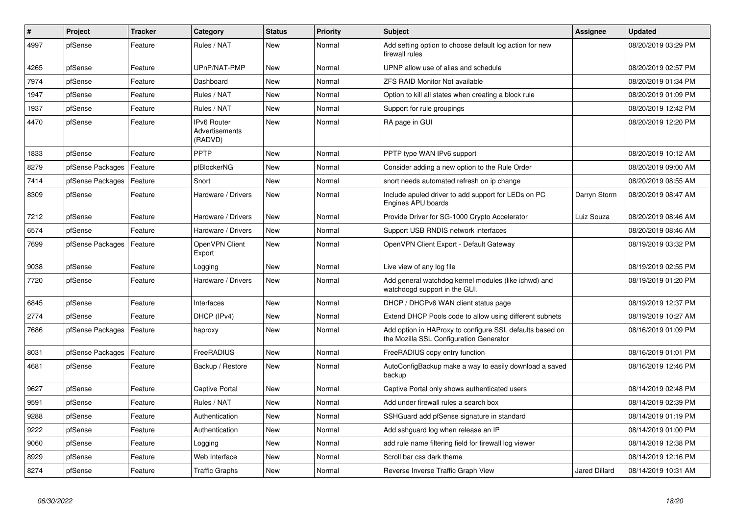| # | Project | Tracker | Category | Status | Priority | Subject | Assignee | Updated |
|---|---|---|---|---|---|---|---|---|
| 4997 | pfSense | Feature | Rules / NAT | New | Normal | Add setting option to choose default log action for new firewall rules | | 08/20/2019 03:29 PM |
| 4265 | pfSense | Feature | UPnP/NAT-PMP | New | Normal | UPNP allow use of alias and schedule | | 08/20/2019 02:57 PM |
| 7974 | pfSense | Feature | Dashboard | New | Normal | ZFS RAID Monitor Not available | | 08/20/2019 01:34 PM |
| 1947 | pfSense | Feature | Rules / NAT | New | Normal | Option to kill all states when creating a block rule | | 08/20/2019 01:09 PM |
| 1937 | pfSense | Feature | Rules / NAT | New | Normal | Support for rule groupings | | 08/20/2019 12:42 PM |
| 4470 | pfSense | Feature | IPv6 Router Advertisements (RADVD) | New | Normal | RA page in GUI | | 08/20/2019 12:20 PM |
| 1833 | pfSense | Feature | PPTP | New | Normal | PPTP type WAN IPv6 support | | 08/20/2019 10:12 AM |
| 8279 | pfSense Packages | Feature | pfBlockerNG | New | Normal | Consider adding a new option to the Rule Order | | 08/20/2019 09:00 AM |
| 7414 | pfSense Packages | Feature | Snort | New | Normal | snort needs automated refresh on ip change | | 08/20/2019 08:55 AM |
| 8309 | pfSense | Feature | Hardware / Drivers | New | Normal | Include apuled driver to add support for LEDs on PC Engines APU boards | Darryn Storm | 08/20/2019 08:47 AM |
| 7212 | pfSense | Feature | Hardware / Drivers | New | Normal | Provide Driver for SG-1000 Crypto Accelerator | Luiz Souza | 08/20/2019 08:46 AM |
| 6574 | pfSense | Feature | Hardware / Drivers | New | Normal | Support USB RNDIS network interfaces | | 08/20/2019 08:46 AM |
| 7699 | pfSense Packages | Feature | OpenVPN Client Export | New | Normal | OpenVPN Client Export - Default Gateway | | 08/19/2019 03:32 PM |
| 9038 | pfSense | Feature | Logging | New | Normal | Live view of any log file | | 08/19/2019 02:55 PM |
| 7720 | pfSense | Feature | Hardware / Drivers | New | Normal | Add general watchdog kernel modules (like ichwd) and watchdogd support in the GUI. | | 08/19/2019 01:20 PM |
| 6845 | pfSense | Feature | Interfaces | New | Normal | DHCP / DHCPv6 WAN client status page | | 08/19/2019 12:37 PM |
| 2774 | pfSense | Feature | DHCP (IPv4) | New | Normal | Extend DHCP Pools code to allow using different subnets | | 08/19/2019 10:27 AM |
| 7686 | pfSense Packages | Feature | haproxy | New | Normal | Add option in HAProxy to configure SSL defaults based on the Mozilla SSL Configuration Generator | | 08/16/2019 01:09 PM |
| 8031 | pfSense Packages | Feature | FreeRADIUS | New | Normal | FreeRADIUS copy entry function | | 08/16/2019 01:01 PM |
| 4681 | pfSense | Feature | Backup / Restore | New | Normal | AutoConfigBackup make a way to easily download a saved backup | | 08/16/2019 12:46 PM |
| 9627 | pfSense | Feature | Captive Portal | New | Normal | Captive Portal only shows authenticated users | | 08/14/2019 02:48 PM |
| 9591 | pfSense | Feature | Rules / NAT | New | Normal | Add under firewall rules a search box | | 08/14/2019 02:39 PM |
| 9288 | pfSense | Feature | Authentication | New | Normal | SSHGuard add pfSense signature in standard | | 08/14/2019 01:19 PM |
| 9222 | pfSense | Feature | Authentication | New | Normal | Add sshguard log when release an IP | | 08/14/2019 01:00 PM |
| 9060 | pfSense | Feature | Logging | New | Normal | add rule name filtering field for firewall log viewer | | 08/14/2019 12:38 PM |
| 8929 | pfSense | Feature | Web Interface | New | Normal | Scroll bar css dark theme | | 08/14/2019 12:16 PM |
| 8274 | pfSense | Feature | Traffic Graphs | New | Normal | Reverse Inverse Traffic Graph View | Jared Dillard | 08/14/2019 10:31 AM |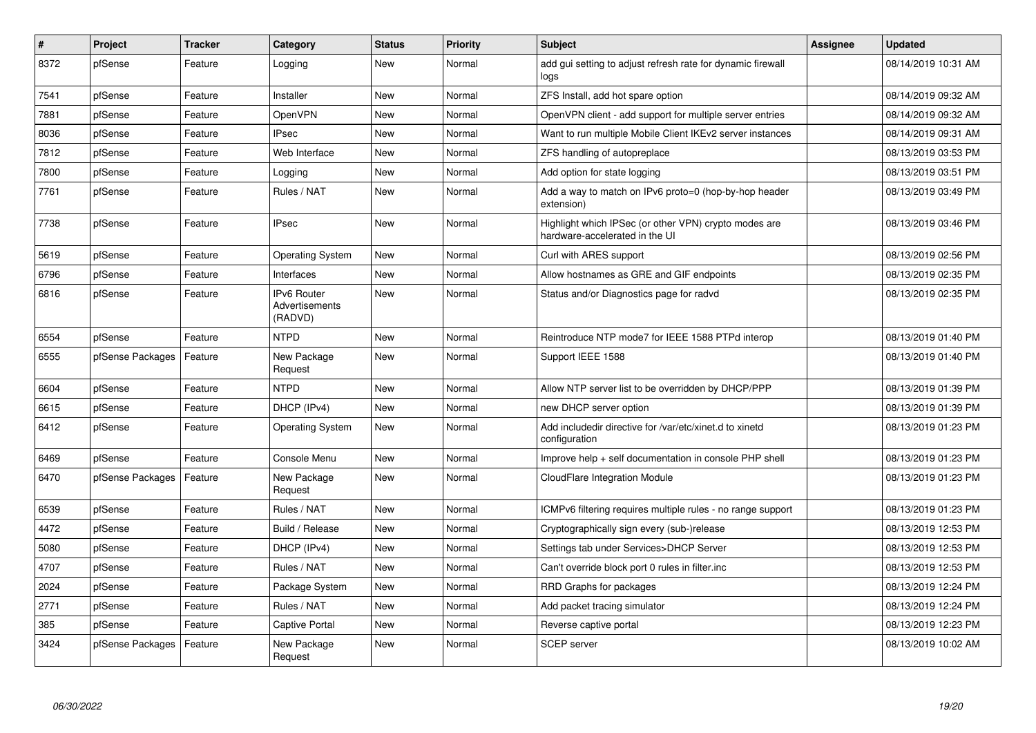| # | Project | Tracker | Category | Status | Priority | Subject | Assignee | Updated |
|---|---|---|---|---|---|---|---|---|
| 8372 | pfSense | Feature | Logging | New | Normal | add gui setting to adjust refresh rate for dynamic firewall logs | | 08/14/2019 10:31 AM |
| 7541 | pfSense | Feature | Installer | New | Normal | ZFS Install, add hot spare option | | 08/14/2019 09:32 AM |
| 7881 | pfSense | Feature | OpenVPN | New | Normal | OpenVPN client - add support for multiple server entries | | 08/14/2019 09:32 AM |
| 8036 | pfSense | Feature | IPsec | New | Normal | Want to run multiple Mobile Client IKEv2 server instances | | 08/14/2019 09:31 AM |
| 7812 | pfSense | Feature | Web Interface | New | Normal | ZFS handling of autopreplace | | 08/13/2019 03:53 PM |
| 7800 | pfSense | Feature | Logging | New | Normal | Add option for state logging | | 08/13/2019 03:51 PM |
| 7761 | pfSense | Feature | Rules / NAT | New | Normal | Add a way to match on IPv6 proto=0 (hop-by-hop header extension) | | 08/13/2019 03:49 PM |
| 7738 | pfSense | Feature | IPsec | New | Normal | Highlight which IPSec (or other VPN) crypto modes are hardware-accelerated in the UI | | 08/13/2019 03:46 PM |
| 5619 | pfSense | Feature | Operating System | New | Normal | Curl with ARES support | | 08/13/2019 02:56 PM |
| 6796 | pfSense | Feature | Interfaces | New | Normal | Allow hostnames as GRE and GIF endpoints | | 08/13/2019 02:35 PM |
| 6816 | pfSense | Feature | IPv6 Router Advertisements (RADVD) | New | Normal | Status and/or Diagnostics page for radvd | | 08/13/2019 02:35 PM |
| 6554 | pfSense | Feature | NTPD | New | Normal | Reintroduce NTP mode7 for IEEE 1588 PTPd interop | | 08/13/2019 01:40 PM |
| 6555 | pfSense Packages | Feature | New Package Request | New | Normal | Support IEEE 1588 | | 08/13/2019 01:40 PM |
| 6604 | pfSense | Feature | NTPD | New | Normal | Allow NTP server list to be overridden by DHCP/PPP | | 08/13/2019 01:39 PM |
| 6615 | pfSense | Feature | DHCP (IPv4) | New | Normal | new DHCP server option | | 08/13/2019 01:39 PM |
| 6412 | pfSense | Feature | Operating System | New | Normal | Add includedir directive for /var/etc/xinet.d to xinetd configuration | | 08/13/2019 01:23 PM |
| 6469 | pfSense | Feature | Console Menu | New | Normal | Improve help + self documentation in console PHP shell | | 08/13/2019 01:23 PM |
| 6470 | pfSense Packages | Feature | New Package Request | New | Normal | CloudFlare Integration Module | | 08/13/2019 01:23 PM |
| 6539 | pfSense | Feature | Rules / NAT | New | Normal | ICMPv6 filtering requires multiple rules - no range support | | 08/13/2019 01:23 PM |
| 4472 | pfSense | Feature | Build / Release | New | Normal | Cryptographically sign every (sub-)release | | 08/13/2019 12:53 PM |
| 5080 | pfSense | Feature | DHCP (IPv4) | New | Normal | Settings tab under Services>DHCP Server | | 08/13/2019 12:53 PM |
| 4707 | pfSense | Feature | Rules / NAT | New | Normal | Can't override block port 0 rules in filter.inc | | 08/13/2019 12:53 PM |
| 2024 | pfSense | Feature | Package System | New | Normal | RRD Graphs for packages | | 08/13/2019 12:24 PM |
| 2771 | pfSense | Feature | Rules / NAT | New | Normal | Add packet tracing simulator | | 08/13/2019 12:24 PM |
| 385 | pfSense | Feature | Captive Portal | New | Normal | Reverse captive portal | | 08/13/2019 12:23 PM |
| 3424 | pfSense Packages | Feature | New Package Request | New | Normal | SCEP server | | 08/13/2019 10:02 AM |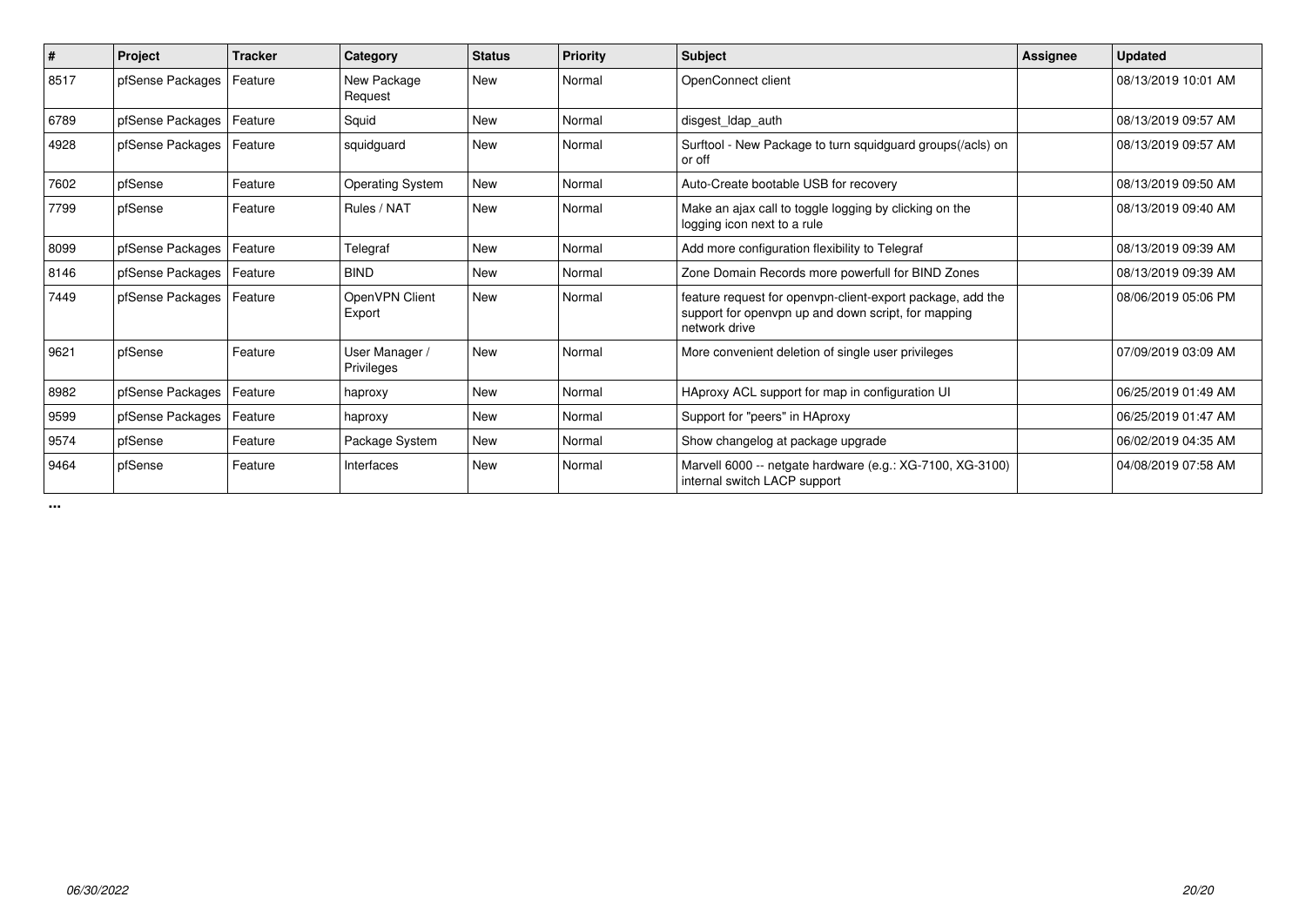| # | Project | Tracker | Category | Status | Priority | Subject | Assignee | Updated |
|---|---|---|---|---|---|---|---|---|
| 8517 | pfSense Packages | Feature | New Package Request | New | Normal | OpenConnect client | | 08/13/2019 10:01 AM |
| 6789 | pfSense Packages | Feature | Squid | New | Normal | disgest_ldap_auth | | 08/13/2019 09:57 AM |
| 4928 | pfSense Packages | Feature | squidguard | New | Normal | Surftool - New Package to turn squidguard groups(/acls) on or off | | 08/13/2019 09:57 AM |
| 7602 | pfSense | Feature | Operating System | New | Normal | Auto-Create bootable USB for recovery | | 08/13/2019 09:50 AM |
| 7799 | pfSense | Feature | Rules / NAT | New | Normal | Make an ajax call to toggle logging by clicking on the logging icon next to a rule | | 08/13/2019 09:40 AM |
| 8099 | pfSense Packages | Feature | Telegraf | New | Normal | Add more configuration flexibility to Telegraf | | 08/13/2019 09:39 AM |
| 8146 | pfSense Packages | Feature | BIND | New | Normal | Zone Domain Records more powerfull for BIND Zones | | 08/13/2019 09:39 AM |
| 7449 | pfSense Packages | Feature | OpenVPN Client Export | New | Normal | feature request for openvpn-client-export package, add the support for openvpn up and down script, for mapping network drive | | 08/06/2019 05:06 PM |
| 9621 | pfSense | Feature | User Manager / Privileges | New | Normal | More convenient deletion of single user privileges | | 07/09/2019 03:09 AM |
| 8982 | pfSense Packages | Feature | haproxy | New | Normal | HAproxy ACL support for map in configuration UI | | 06/25/2019 01:49 AM |
| 9599 | pfSense Packages | Feature | haproxy | New | Normal | Support for "peers" in HAproxy | | 06/25/2019 01:47 AM |
| 9574 | pfSense | Feature | Package System | New | Normal | Show changelog at package upgrade | | 06/02/2019 04:35 AM |
| 9464 | pfSense | Feature | Interfaces | New | Normal | Marvell 6000 -- netgate hardware (e.g.: XG-7100, XG-3100) internal switch LACP support | | 04/08/2019 07:58 AM |

...